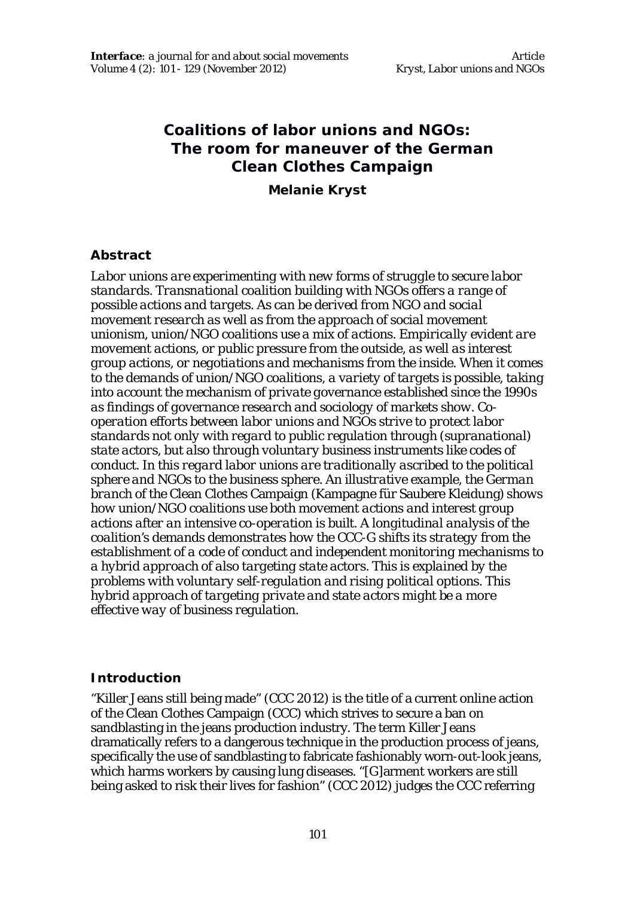# Coalitions of labor unions and NGOs: The room for maneuver of the German Clean Clothes Campaign

**Melanie Kryst**

## Abstract

*Labor unions are experimenting with new forms of struggle to secure labor standards. Transnational coalition building with NGOs offers a range of possible actions and targets. As can be derived from NGO and social movement research as well as from the approach of social movement unionism, union/NGO coalitions use a mix of actions. Empirically evident are movement actions, or public pressure from the outside, as well as interest group actions, or negotiations and mechanisms from the inside. When it comes to the demands of union/NGO coalitions, a variety of targets is possible, taking into account the mechanism of private governance established since the 1990s as findings of governance research and sociology of markets show. Co-operation efforts between labor unions and NGOs strive to protect labor standards not only with regard to public regulation through (supranational) state actors, but also through voluntary business instruments like codes of conduct. In this regard labor unions are traditionally ascribed to the political sphere and NGOs to the business sphere. An illustrative example, the German branch of the Clean Clothes Campaign (Kampagne für Saubere Kleidung) shows how union/NGO coalitions use both movement actions and interest group actions after an intensive co-operation is built. A longitudinal analysis of the coalition's demands demonstrates how the CCC-G shifts its strategy from the establishment of a code of conduct and independent monitoring mechanisms to a hybrid approach of also targeting state actors. This is explained by the problems with voluntary self-regulation and rising political options. This hybrid approach of targeting private and state actors might be a more effective way of business regulation.*

## Introduction

"Killer Jeans still being made" (CCC 2012) is the title of a current online action of the Clean Clothes Campaign (CCC) which strives to secure a ban on sandblasting in the jeans production industry. The term Killer Jeans dramatically refers to a dangerous technique in the production process of jeans, specifically the use of sandblasting to fabricate fashionably worn-out-look jeans, which harms workers by causing lung diseases. "[G]arment workers are still being asked to risk their lives for fashion" (CCC 2012) judges the CCC referring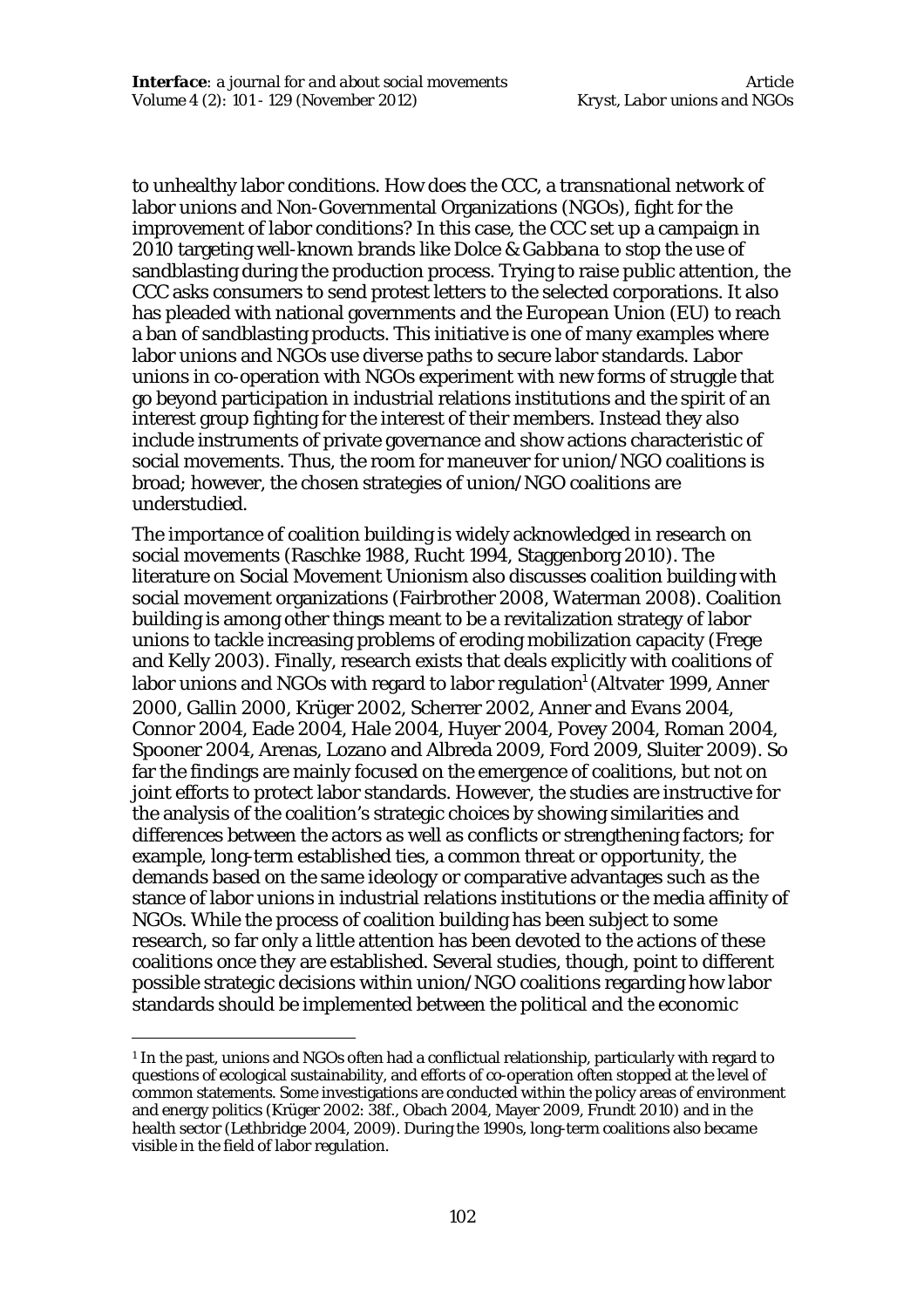to unhealthy labor conditions. How does the CCC, a transnational network of labor unions and Non-Governmental Organizations (NGOs), fight for the improvement of labor conditions? In this case, the CCC set up a campaign in 2010 targeting well-known brands like *Dolce & Gabbana* to stop the use of sandblasting during the production process. Trying to raise public attention, the CCC asks consumers to send protest letters to the selected corporations. It also has pleaded with national governments and the *European Union* (EU) to reach a ban of sandblasting products. This initiative is one of many examples where labor unions and NGOs use diverse paths to secure labor standards. Labor unions in co-operation with NGOs experiment with new forms of struggle that go beyond participation in industrial relations institutions and the spirit of an interest group fighting for the interest of their members. Instead they also include instruments of private governance and show actions characteristic of social movements. Thus, the room for maneuver for union/NGO coalitions is broad; however, the chosen strategies of union/NGO coalitions are understudied.

The importance of coalition building is widely acknowledged in research on social movements (Raschke 1988, Rucht 1994, Staggenborg 2010). The literature on Social Movement Unionism also discusses coalition building with social movement organizations (Fairbrother 2008, Waterman 2008). Coalition building is among other things meant to be a revitalization strategy of labor unions to tackle increasing problems of eroding mobilization capacity (Frege and Kelly 2003). Finally, research exists that deals explicitly with coalitions of labor unions and NGOs with regard to labor regulation[1] (Altvater 1999, Anner 2000, Gallin 2000, Krüger 2002, Scherrer 2002, Anner and Evans 2004, Connor 2004, Eade 2004, Hale 2004, Huyer 2004, Povey 2004, Roman 2004, Spooner 2004, Arenas, Lozano and Albreda 2009, Ford 2009, Sluiter 2009). So far the findings are mainly focused on the emergence of coalitions, but not on joint efforts to protect labor standards. However, the studies are instructive for the analysis of the coalition's strategic choices by showing similarities and differences between the actors as well as conflicts or strengthening factors; for example, long-term established ties, a common threat or opportunity, the demands based on the same ideology or comparative advantages such as the stance of labor unions in industrial relations institutions or the media affinity of NGOs. While the process of coalition building has been subject to some research, so far only a little attention has been devoted to the actions of these coalitions once they are established. Several studies, though, point to different possible strategic decisions within union/NGO coalitions regarding how labor standards should be implemented between the political and the economic

[1] In the past, unions and NGOs often had a conflictual relationship, particularly with regard to questions of ecological sustainability, and efforts of co-operation often stopped at the level of common statements. Some investigations are conducted within the policy areas of environment and energy politics (Krüger 2002: 38f., Obach 2004, Mayer 2009, Frundt 2010) and in the health sector (Lethbridge 2004, 2009). During the 1990s, long-term coalitions also became visible in the field of labor regulation.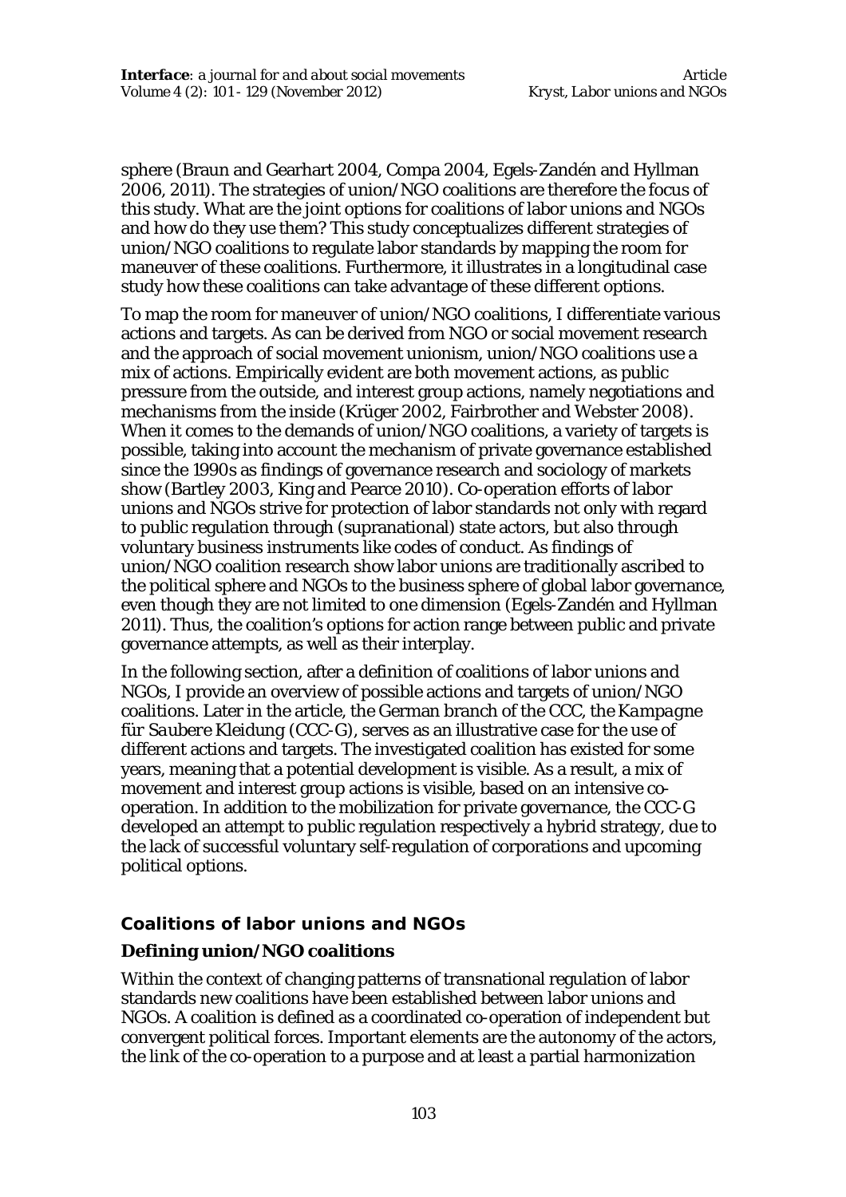sphere (Braun and Gearhart 2004, Compa 2004, Egels-Zandén and Hyllman 2006, 2011). The strategies of union/NGO coalitions are therefore the focus of this study. What are the joint options for coalitions of labor unions and NGOs and how do they use them? This study conceptualizes different strategies of union/NGO coalitions to regulate labor standards by mapping the room for maneuver of these coalitions. Furthermore, it illustrates in a longitudinal case study how these coalitions can take advantage of these different options.

To map the room for maneuver of union/NGO coalitions, I differentiate various actions and targets. As can be derived from NGO or social movement research and the approach of social movement unionism, union/NGO coalitions use a mix of actions. Empirically evident are both movement actions, as public pressure from the outside, and interest group actions, namely negotiations and mechanisms from the inside (Krüger 2002, Fairbrother and Webster 2008). When it comes to the demands of union/NGO coalitions, a variety of targets is possible, taking into account the mechanism of private governance established since the 1990s as findings of governance research and sociology of markets show (Bartley 2003, King and Pearce 2010). Co-operation efforts of labor unions and NGOs strive for protection of labor standards not only with regard to public regulation through (supranational) state actors, but also through voluntary business instruments like codes of conduct. As findings of union/NGO coalition research show labor unions are traditionally ascribed to the political sphere and NGOs to the business sphere of global labor governance, even though they are not limited to one dimension (Egels-Zandén and Hyllman 2011). Thus, the coalition's options for action range between public and private governance attempts, as well as their interplay.

In the following section, after a definition of coalitions of labor unions and NGOs, I provide an overview of possible actions and targets of union/NGO coalitions. Later in the article, the German branch of the CCC, the *Kampagne für Saubere Kleidung* (CCC-G), serves as an illustrative case for the use of different actions and targets. The investigated coalition has existed for some years, meaning that a potential development is visible. As a result, a mix of movement and interest group actions is visible, based on an intensive co-operation. In addition to the mobilization for private governance, the CCC-G developed an attempt to public regulation respectively a hybrid strategy, due to the lack of successful voluntary self-regulation of corporations and upcoming political options.

## Coalitions of labor unions and NGOs

### Defining union/NGO coalitions

Within the context of changing patterns of transnational regulation of labor standards new coalitions have been established between labor unions and NGOs. A coalition is defined as a coordinated co-operation of independent but convergent political forces. Important elements are the autonomy of the actors, the link of the co-operation to a purpose and at least a partial harmonization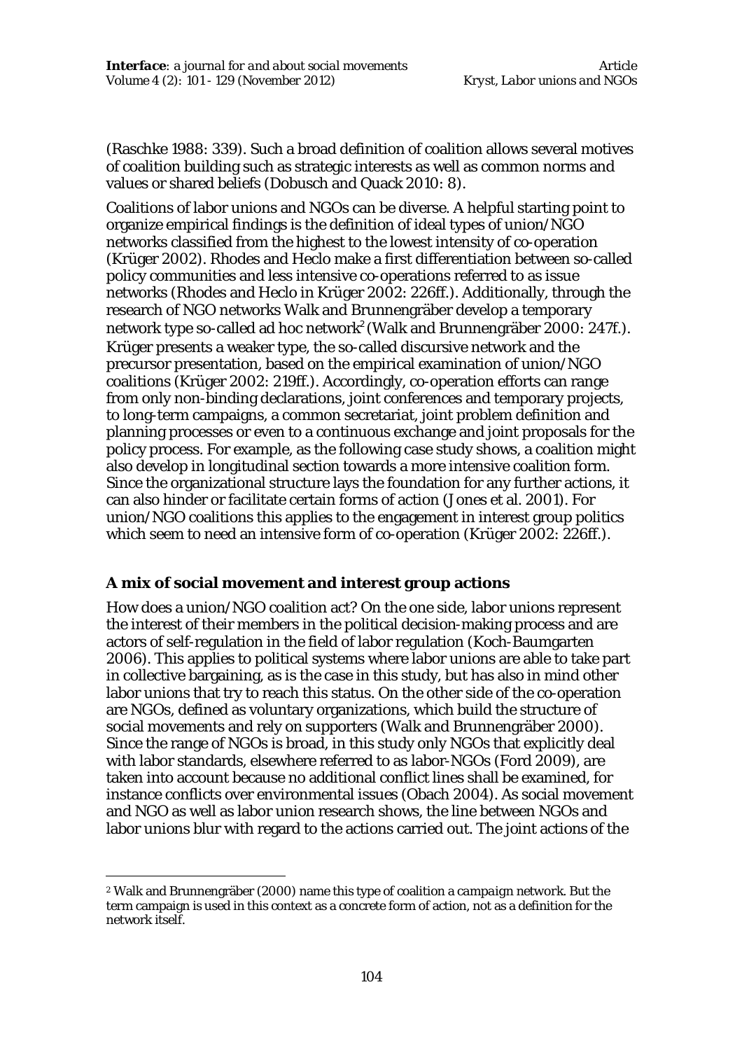(Raschke 1988: 339). Such a broad definition of coalition allows several motives of coalition building such as strategic interests as well as common norms and values or shared beliefs (Dobusch and Quack 2010: 8).

Coalitions of labor unions and NGOs can be diverse. A helpful starting point to organize empirical findings is the definition of ideal types of union/NGO networks classified from the highest to the lowest intensity of co-operation (Krüger 2002). Rhodes and Heclo make a first differentiation between so-called policy communities and less intensive co-operations referred to as issue networks (Rhodes and Heclo in Krüger 2002: 226ff.). Additionally, through the research of NGO networks Walk and Brunnengräber develop a temporary network type so-called ad hoc network[2] (Walk and Brunnengräber 2000: 247f.). Krüger presents a weaker type, the so-called discursive network and the precursor presentation, based on the empirical examination of union/NGO coalitions (Krüger 2002: 219ff.). Accordingly, co-operation efforts can range from only non-binding declarations, joint conferences and temporary projects, to long-term campaigns, a common secretariat, joint problem definition and planning processes or even to a continuous exchange and joint proposals for the policy process. For example, as the following case study shows, a coalition might also develop in longitudinal section towards a more intensive coalition form. Since the organizational structure lays the foundation for any further actions, it can also hinder or facilitate certain forms of action (Jones et al. 2001). For union/NGO coalitions this applies to the engagement in interest group politics which seem to need an intensive form of co-operation (Krüger 2002: 226ff.).

## A mix of social movement and interest group actions

How does a union/NGO coalition act? On the one side, labor unions represent the interest of their members in the political decision-making process and are actors of self-regulation in the field of labor regulation (Koch-Baumgarten 2006). This applies to political systems where labor unions are able to take part in collective bargaining, as is the case in this study, but has also in mind other labor unions that try to reach this status. On the other side of the co-operation are NGOs, defined as voluntary organizations, which build the structure of social movements and rely on supporters (Walk and Brunnengräber 2000). Since the range of NGOs is broad, in this study only NGOs that explicitly deal with labor standards, elsewhere referred to as labor-NGOs (Ford 2009), are taken into account because no additional conflict lines shall be examined, for instance conflicts over environmental issues (Obach 2004). As social movement and NGO as well as labor union research shows, the line between NGOs and labor unions blur with regard to the actions carried out. The joint actions of the

---

[2] Walk and Brunnengräber (2000) name this type of coalition a *campaign network*. But the term campaign is used in this context as a concrete form of action, not as a definition for the network itself.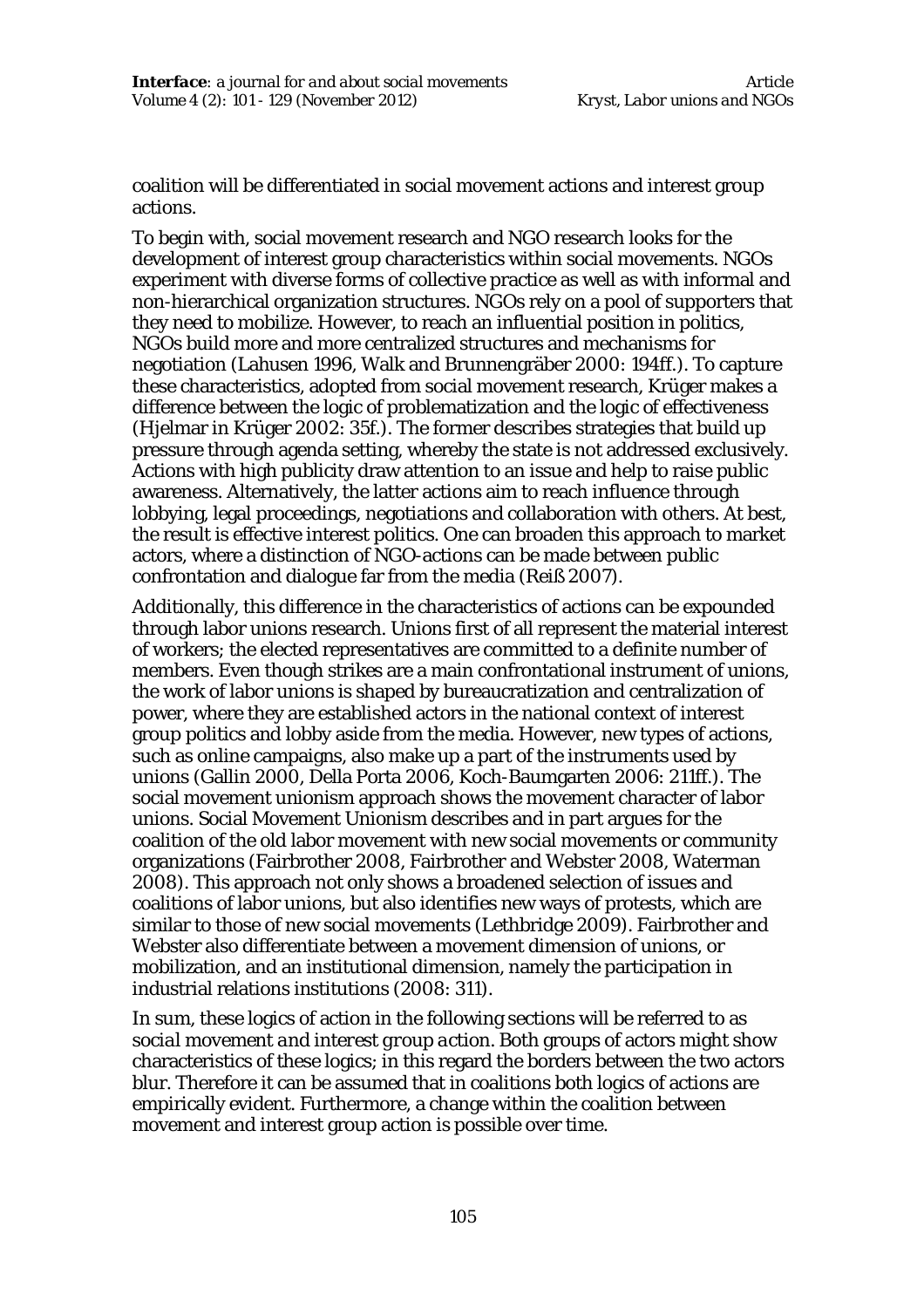coalition will be differentiated in social movement actions and interest group actions.

To begin with, social movement research and NGO research looks for the development of interest group characteristics within social movements. NGOs experiment with diverse forms of collective practice as well as with informal and non-hierarchical organization structures. NGOs rely on a pool of supporters that they need to mobilize. However, to reach an influential position in politics, NGOs build more and more centralized structures and mechanisms for negotiation (Lahusen 1996, Walk and Brunnengräber 2000: 194ff.). To capture these characteristics, adopted from social movement research, Krüger makes a difference between the logic of problematization and the logic of effectiveness (Hjelmar in Krüger 2002: 35f.). The former describes strategies that build up pressure through agenda setting, whereby the state is not addressed exclusively. Actions with high publicity draw attention to an issue and help to raise public awareness. Alternatively, the latter actions aim to reach influence through lobbying, legal proceedings, negotiations and collaboration with others. At best, the result is effective interest politics. One can broaden this approach to market actors, where a distinction of NGO-actions can be made between public confrontation and dialogue far from the media (Reiß 2007).

Additionally, this difference in the characteristics of actions can be expounded through labor unions research. Unions first of all represent the material interest of workers; the elected representatives are committed to a definite number of members. Even though strikes are a main confrontational instrument of unions, the work of labor unions is shaped by bureaucratization and centralization of power, where they are established actors in the national context of interest group politics and lobby aside from the media. However, new types of actions, such as online campaigns, also make up a part of the instruments used by unions (Gallin 2000, Della Porta 2006, Koch-Baumgarten 2006: 211ff.). The social movement unionism approach shows the movement character of labor unions. Social Movement Unionism describes and in part argues for the coalition of the old labor movement with new social movements or community organizations (Fairbrother 2008, Fairbrother and Webster 2008, Waterman 2008). This approach not only shows a broadened selection of issues and coalitions of labor unions, but also identifies new ways of protests, which are similar to those of new social movements (Lethbridge 2009). Fairbrother and Webster also differentiate between a movement dimension of unions, or mobilization, and an institutional dimension, namely the participation in industrial relations institutions (2008: 311).

In sum, these logics of action in the following sections will be referred to as *social movement and interest group action*. Both groups of actors might show characteristics of these logics; in this regard the borders between the two actors blur. Therefore it can be assumed that in coalitions both logics of actions are empirically evident. Furthermore, a change within the coalition between movement and interest group action is possible over time.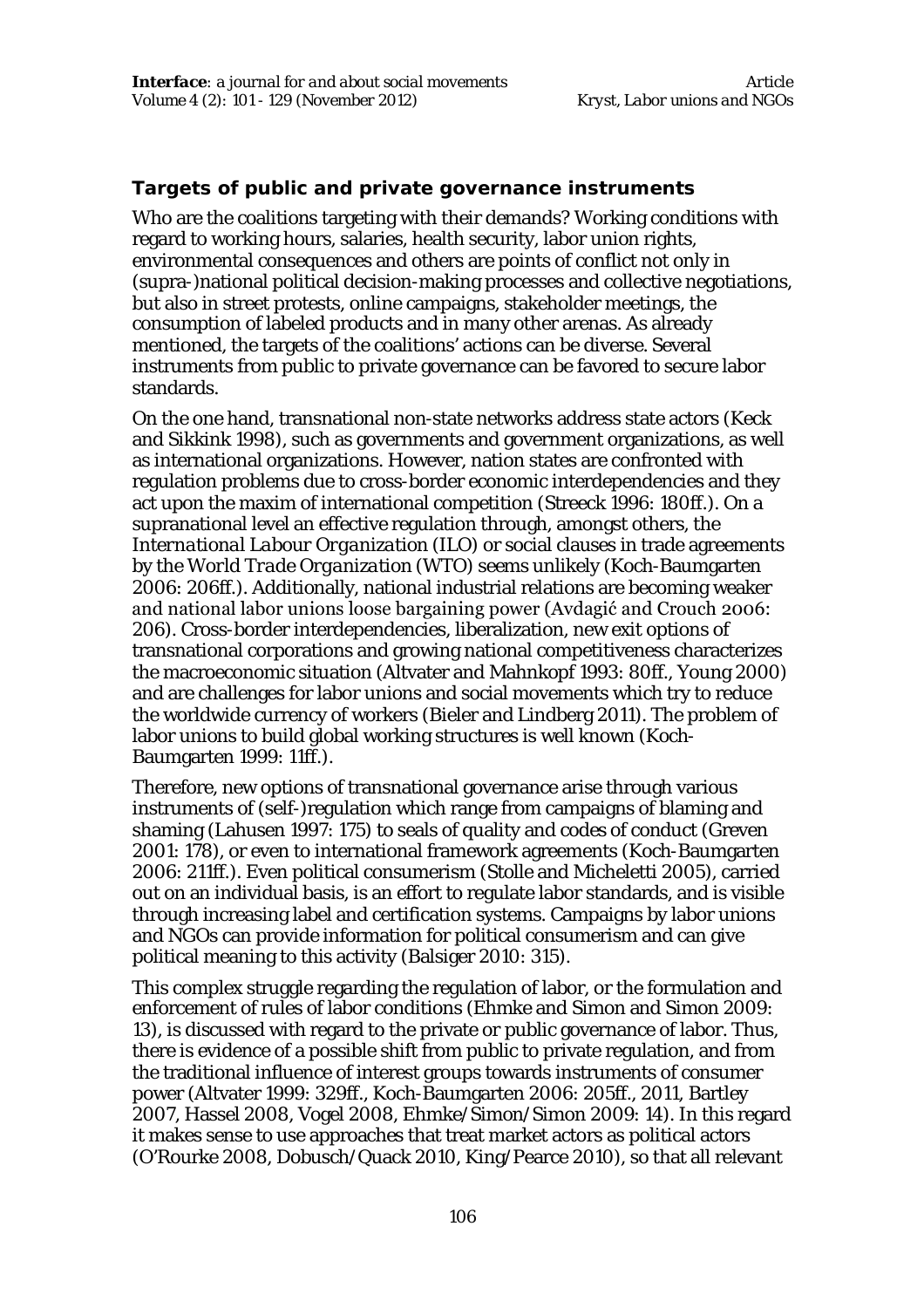## Targets of public and private governance instruments

Who are the coalitions targeting with their demands? Working conditions with regard to working hours, salaries, health security, labor union rights, environmental consequences and others are points of conflict not only in (supra-)national political decision-making processes and collective negotiations, but also in street protests, online campaigns, stakeholder meetings, the consumption of labeled products and in many other arenas. As already mentioned, the targets of the coalitions' actions can be diverse. Several instruments from public to private governance can be favored to secure labor standards.

On the one hand, transnational non-state networks address state actors (Keck and Sikkink 1998), such as governments and government organizations, as well as international organizations. However, nation states are confronted with regulation problems due to cross-border economic interdependencies and they act upon the maxim of international competition (Streeck 1996: 180ff.). On a supranational level an effective regulation through, amongst others, the *International Labour Organization* (ILO) or social clauses in trade agreements by the *World Trade Organization* (WTO) seems unlikely (Koch-Baumgarten 2006: 206ff.). Additionally, national industrial relations are becoming weaker and national labor unions loose bargaining power (Avdagić and Crouch 2006: 206). Cross-border interdependencies, liberalization, new exit options of transnational corporations and growing national competitiveness characterizes the macroeconomic situation (Altvater and Mahnkopf 1993: 80ff., Young 2000) and are challenges for labor unions and social movements which try to reduce the worldwide currency of workers (Bieler and Lindberg 2011). The problem of labor unions to build global working structures is well known (Koch-Baumgarten 1999: 11ff.).

Therefore, new options of transnational governance arise through various instruments of (self-)regulation which range from campaigns of blaming and shaming (Lahusen 1997: 175) to seals of quality and codes of conduct (Greven 2001: 178), or even to international framework agreements (Koch-Baumgarten 2006: 211ff.). Even political consumerism (Stolle and Micheletti 2005), carried out on an individual basis, is an effort to regulate labor standards, and is visible through increasing label and certification systems. Campaigns by labor unions and NGOs can provide information for political consumerism and can give political meaning to this activity (Balsiger 2010: 315).

This complex struggle regarding the regulation of labor, or the formulation and enforcement of rules of labor conditions (Ehmke and Simon and Simon 2009: 13), is discussed with regard to the private or public governance of labor. Thus, there is evidence of a possible shift from public to private regulation, and from the traditional influence of interest groups towards instruments of consumer power (Altvater 1999: 329ff., Koch-Baumgarten 2006: 205ff., 2011, Bartley 2007, Hassel 2008, Vogel 2008, Ehmke/Simon/Simon 2009: 14). In this regard it makes sense to use approaches that treat market actors as political actors (O'Rourke 2008, Dobusch/Quack 2010, King/Pearce 2010), so that all relevant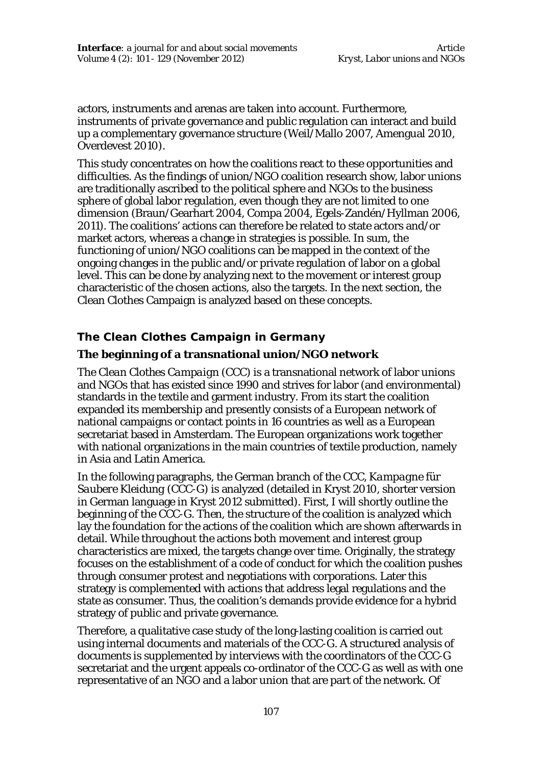actors, instruments and arenas are taken into account. Furthermore, instruments of private governance and public regulation can interact and build up a complementary governance structure (Weil/Mallo 2007, Amengual 2010, Overdevest 2010).

This study concentrates on how the coalitions react to these opportunities and difficulties. As the findings of union/NGO coalition research show, labor unions are traditionally ascribed to the political sphere and NGOs to the business sphere of global labor regulation, even though they are not limited to one dimension (Braun/Gearhart 2004, Compa 2004, Egels-Zandén/Hyllman 2006, 2011). The coalitions' actions can therefore be related to state actors and/or market actors, whereas a change in strategies is possible. In sum, the functioning of union/NGO coalitions can be mapped in the context of the ongoing changes in the public and/or private regulation of labor on a global level. This can be done by analyzing next to the movement or interest group characteristic of the chosen actions, also the targets. In the next section, the Clean Clothes Campaign is analyzed based on these concepts.

## The Clean Clothes Campaign in Germany

### The beginning of a transnational union/NGO network

The *Clean Clothes Campaign* (CCC) is a transnational network of labor unions and NGOs that has existed since 1990 and strives for labor (and environmental) standards in the textile and garment industry. From its start the coalition expanded its membership and presently consists of a European network of national campaigns or contact points in 16 countries as well as a European secretariat based in Amsterdam. The European organizations work together with national organizations in the main countries of textile production, namely in Asia and Latin America.

In the following paragraphs, the German branch of the CCC, *Kampagne für Saubere Kleidung* (CCC-G) is analyzed (detailed in Kryst 2010, shorter version in German language in Kryst 2012 submitted). First, I will shortly outline the beginning of the CCC-G. Then, the structure of the coalition is analyzed which lay the foundation for the actions of the coalition which are shown afterwards in detail. While throughout the actions both movement and interest group characteristics are mixed, the targets change over time. Originally, the strategy focuses on the establishment of a code of conduct for which the coalition pushes through consumer protest and negotiations with corporations. Later this strategy is complemented with actions that address legal regulations and the state as consumer. Thus, the coalition's demands provide evidence for a hybrid strategy of public and private governance.

Therefore, a qualitative case study of the long-lasting coalition is carried out using internal documents and materials of the CCC-G. A structured analysis of documents is supplemented by interviews with the coordinators of the CCC-G secretariat and the urgent appeals co-ordinator of the CCC-G as well as with one representative of an NGO and a labor union that are part of the network. Of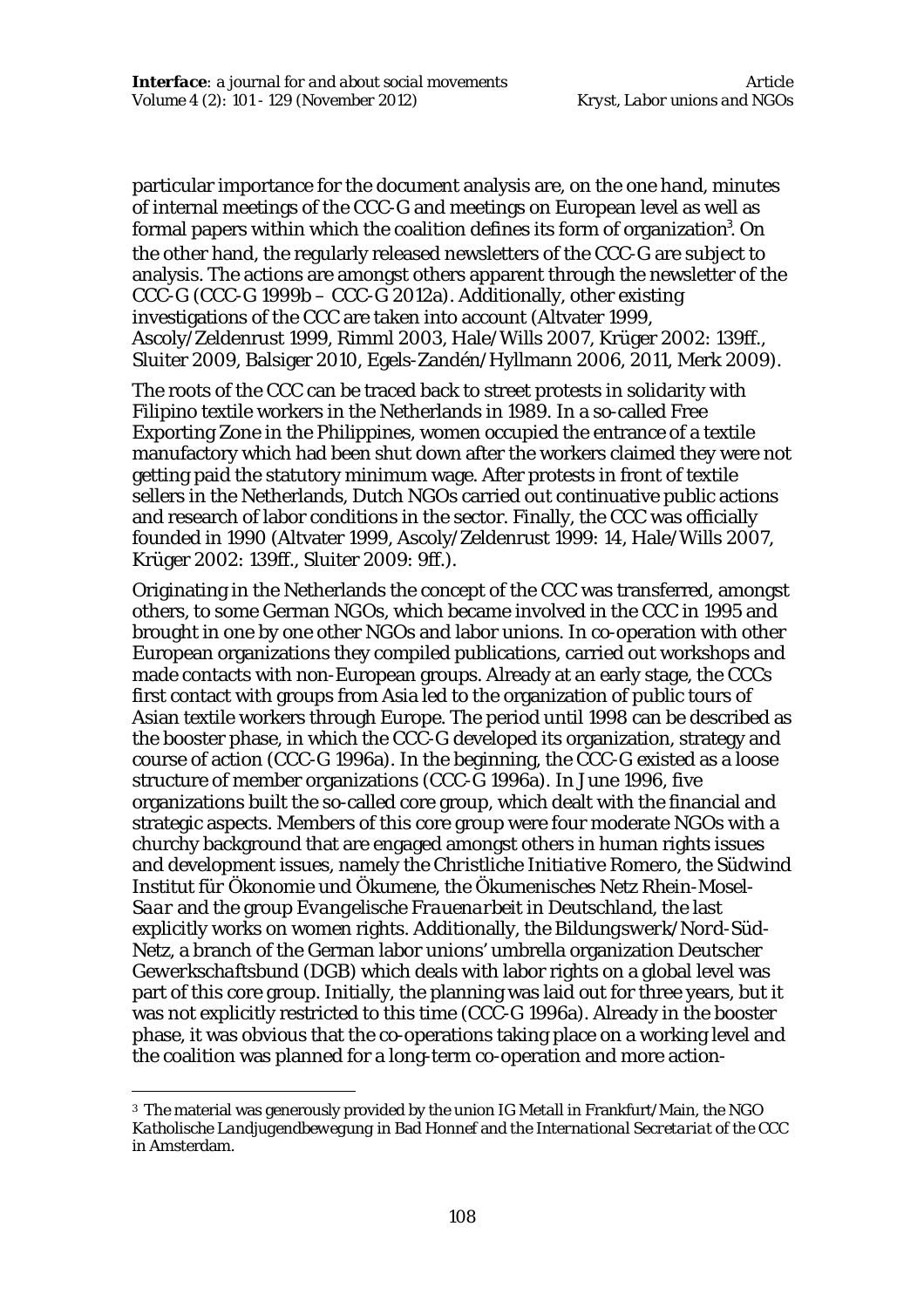particular importance for the document analysis are, on the one hand, minutes of internal meetings of the CCC-G and meetings on European level as well as formal papers within which the coalition defines its form of organization[3]. On the other hand, the regularly released newsletters of the CCC-G are subject to analysis. The actions are amongst others apparent through the newsletter of the CCC-G (CCC-G 1999b – CCC-G 2012a). Additionally, other existing investigations of the CCC are taken into account (Altvater 1999, Ascoly/Zeldenrust 1999, Rimml 2003, Hale/Wills 2007, Krüger 2002: 139ff., Sluiter 2009, Balsiger 2010, Egels-Zandén/Hyllmann 2006, 2011, Merk 2009).

The roots of the CCC can be traced back to street protests in solidarity with Filipino textile workers in the Netherlands in 1989. In a so-called Free Exporting Zone in the Philippines, women occupied the entrance of a textile manufactory which had been shut down after the workers claimed they were not getting paid the statutory minimum wage. After protests in front of textile sellers in the Netherlands, Dutch NGOs carried out continuative public actions and research of labor conditions in the sector. Finally, the CCC was officially founded in 1990 (Altvater 1999, Ascoly/Zeldenrust 1999: 14, Hale/Wills 2007, Krüger 2002: 139ff., Sluiter 2009: 9ff.).

Originating in the Netherlands the concept of the CCC was transferred, amongst others, to some German NGOs, which became involved in the CCC in 1995 and brought in one by one other NGOs and labor unions. In co-operation with other European organizations they compiled publications, carried out workshops and made contacts with non-European groups. Already at an early stage, the CCCs first contact with groups from Asia led to the organization of public tours of Asian textile workers through Europe. The period until 1998 can be described as the booster phase, in which the CCC-G developed its organization, strategy and course of action (CCC-G 1996a). In the beginning, the CCC-G existed as a loose structure of member organizations (CCC-G 1996a). In June 1996, five organizations built the so-called core group, which dealt with the financial and strategic aspects. Members of this core group were four moderate NGOs with a churchy background that are engaged amongst others in human rights issues and development issues, namely the *Christliche Initiative Romero*, the *Südwind Institut für Ökonomie und Ökumene*, the *Ökumenisches Netz Rhein-Mosel-Saar* and the group *Evangelische Frauenarbeit in Deutschland*, the last explicitly works on women rights. Additionally, the *Bildungswerk/Nord-Süd-Netz*, a branch of the German labor unions' umbrella organization *Deutscher Gewerkschaftsbund* (DGB) which deals with labor rights on a global level was part of this core group. Initially, the planning was laid out for three years, but it was not explicitly restricted to this time (CCC-G 1996a). Already in the booster phase, it was obvious that the co-operations taking place on a working level and the coalition was planned for a long-term co-operation and more action-

[3] The material was generously provided by the union *IG Metall* in Frankfurt/Main, the NGO *Katholische Landjugendbewegung* in Bad Honnef and the *International Secretariat* of the CCC in Amsterdam.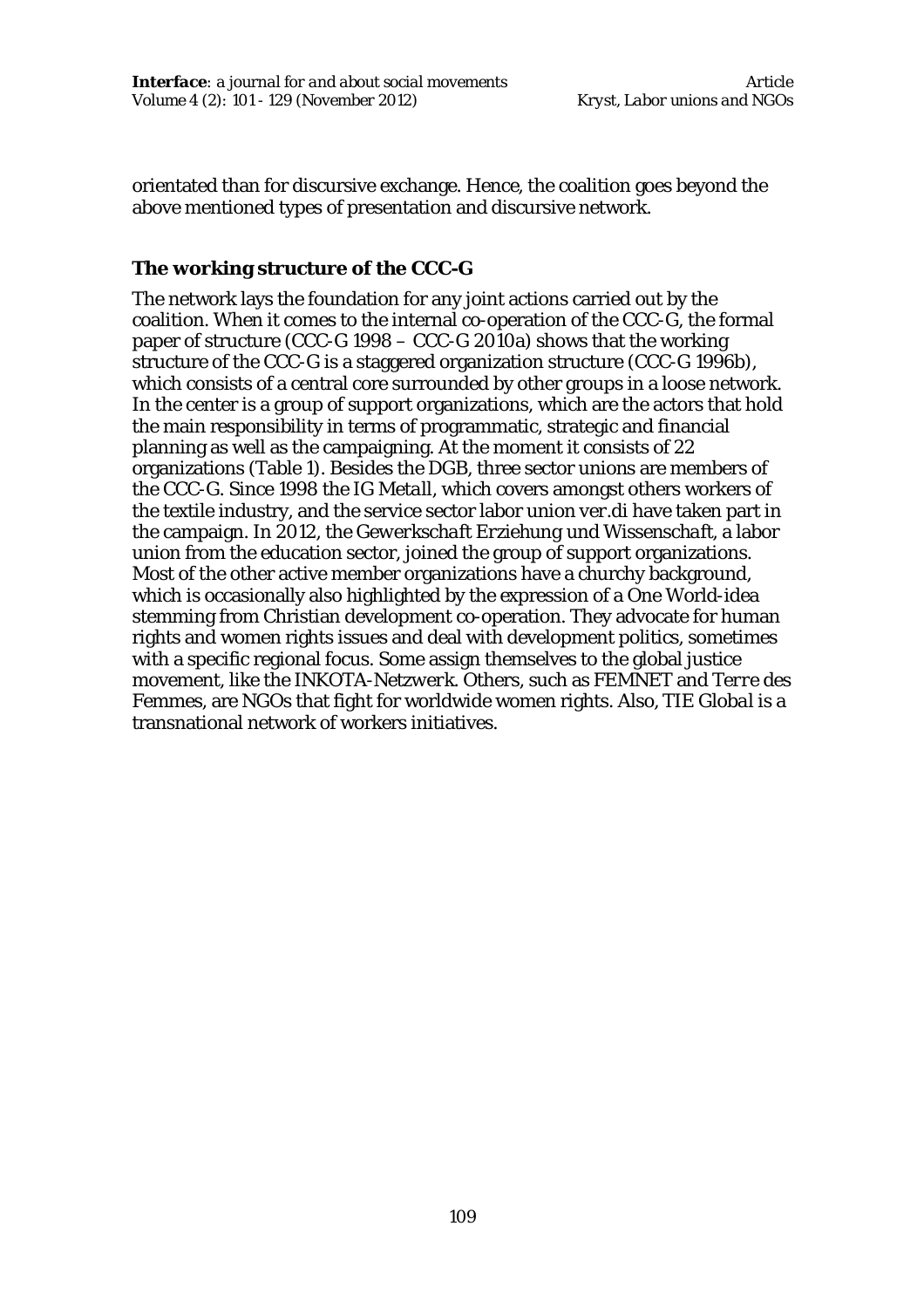orientated than for discursive exchange. Hence, the coalition goes beyond the above mentioned types of presentation and discursive network.

## The working structure of the CCC-G

The network lays the foundation for any joint actions carried out by the coalition. When it comes to the internal co-operation of the CCC-G, the formal paper of structure (CCC-G 1998 – CCC-G 2010a) shows that the working structure of the CCC-G is a staggered organization structure (CCC-G 1996b), which consists of a central core surrounded by other groups in a loose network. In the center is a group of support organizations, which are the actors that hold the main responsibility in terms of programmatic, strategic and financial planning as well as the campaigning. At the moment it consists of 22 organizations (Table 1). Besides the DGB, three sector unions are members of the CCC-G. Since 1998 the *IG Metall*, which covers amongst others workers of the textile industry, and the service sector labor union *ver.di* have taken part in the campaign. In 2012, the *Gewerkschaft Erziehung und Wissenschaft*, a labor union from the education sector, joined the group of support organizations. Most of the other active member organizations have a churchy background, which is occasionally also highlighted by the expression of a One World-idea stemming from Christian development co-operation. They advocate for human rights and women rights issues and deal with development politics, sometimes with a specific regional focus. Some assign themselves to the global justice movement, like the *INKOTA-Netzwerk*. Others, such as FEMNET and *Terre des Femmes*, are NGOs that fight for worldwide women rights. Also, *TIE Global* is a transnational network of workers initiatives.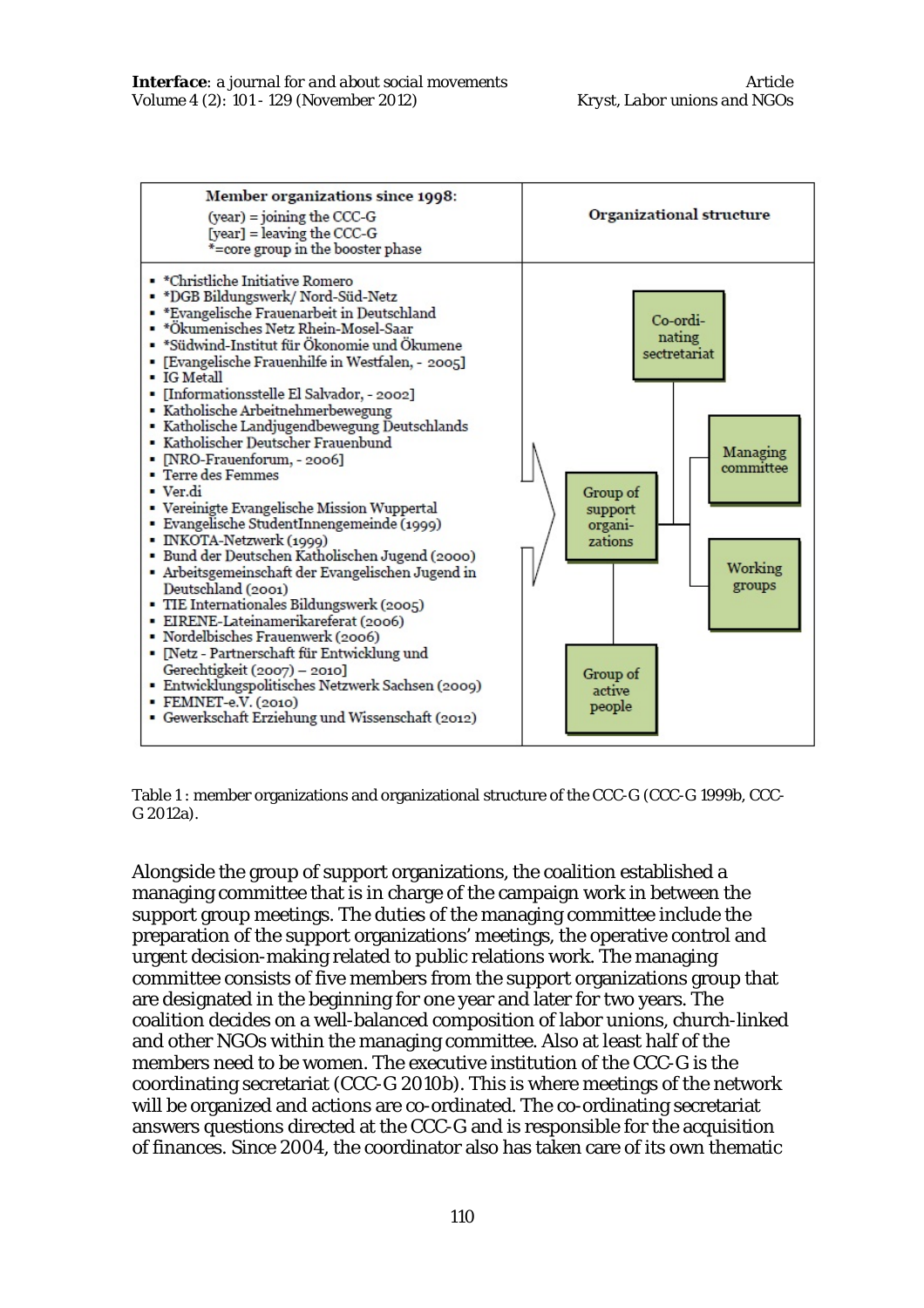| Member organizations since 1998: (year) = joining the CCC-G [year] = leaving the CCC-G *=core group in the booster phase | Organizational structure |
| --- | --- |
| ▪ *Christliche Initiative Romero<br>▪ *DGB Bildungswerk/ Nord-Süd-Netz<br>▪ *Evangelische Frauenarbeit in Deutschland<br>▪ *Ökumenisches Netz Rhein-Mosel-Saar<br>▪ *Südwind-Institut für Ökonomie und Ökumene<br>▪ [Evangelische Frauenhilfe in Westfalen, - 2005]<br>▪ IG Metall<br>▪ [Informationsstelle El Salvador, - 2002]<br>▪ Katholische Arbeitnehmerbewegung<br>▪ Katholische Landjugendbewegung Deutschlands<br>▪ Katholischer Deutscher Frauenbund<br>▪ [NRO-Frauenforum, - 2006]<br>▪ Terre des Femmes<br>▪ Ver.di<br>▪ Vereinigte Evangelische Mission Wuppertal<br>▪ Evangelische StudentInnengemeinde (1999)<br>▪ INKOTA-Netzwerk (1999)<br>▪ Bund der Deutschen Katholischen Jugend (2000)<br>▪ Arbeitsgemeinschaft der Evangelischen Jugend in Deutschland (2001)<br>▪ TIE Internationales Bildungswerk (2005)<br>▪ EIRENE-Lateinamerikareferat (2006)<br>▪ Nordelbisches Frauenwerk (2006)<br>▪ [Netz - Partnerschaft für Entwicklung und Gerechtigkeit (2007) – 2010]<br>▪ Entwicklungspolitisches Netzwerk Sachsen (2009)<br>▪ FEMNET-e.V. (2010)<br>▪ Gewerkschaft Erziehung und Wissenschaft (2012) | Co-ordinating sectretariat; Group of support organizations; Managing committee; Working groups; Group of active people |

Table 1: member organizations and organizational structure of the CCC-G (CCC-G 1999b, CCC-G 2012a).

Alongside the group of support organizations, the coalition established a managing committee that is in charge of the campaign work in between the support group meetings. The duties of the managing committee include the preparation of the support organizations' meetings, the operative control and urgent decision-making related to public relations work. The managing committee consists of five members from the support organizations group that are designated in the beginning for one year and later for two years. The coalition decides on a well-balanced composition of labor unions, church-linked and other NGOs within the managing committee. Also at least half of the members need to be women. The executive institution of the CCC-G is the coordinating secretariat (CCC-G 2010b). This is where meetings of the network will be organized and actions are co-ordinated. The co-ordinating secretariat answers questions directed at the CCC-G and is responsible for the acquisition of finances. Since 2004, the coordinator also has taken care of its own thematic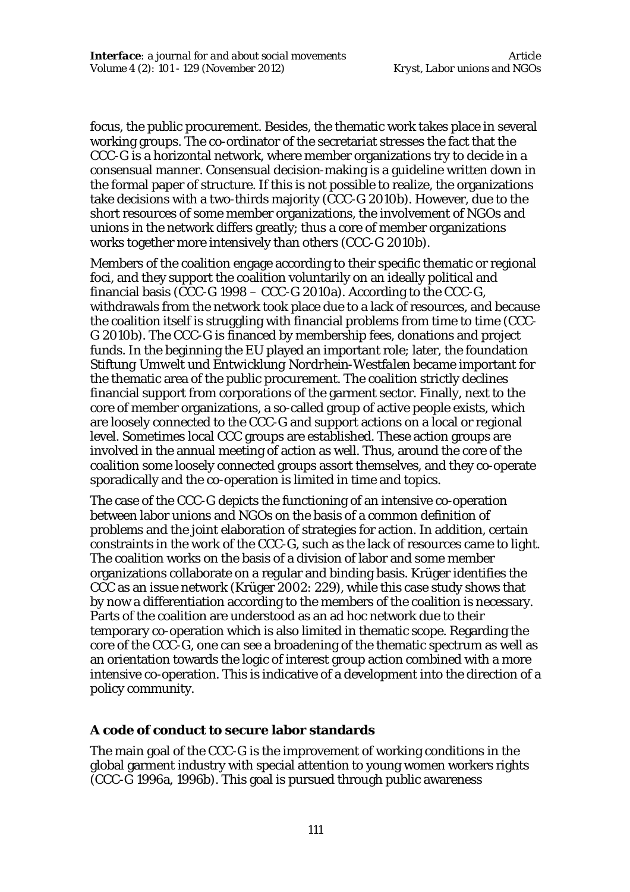focus, the public procurement. Besides, the thematic work takes place in several working groups. The co-ordinator of the secretariat stresses the fact that the CCC-G is a horizontal network, where member organizations try to decide in a consensual manner. Consensual decision-making is a guideline written down in the formal paper of structure. If this is not possible to realize, the organizations take decisions with a two-thirds majority (CCC-G 2010b). However, due to the short resources of some member organizations, the involvement of NGOs and unions in the network differs greatly; thus a core of member organizations works together more intensively than others (CCC-G 2010b).

Members of the coalition engage according to their specific thematic or regional foci, and they support the coalition voluntarily on an ideally political and financial basis (CCC-G 1998 – CCC-G 2010a). According to the CCC-G, withdrawals from the network took place due to a lack of resources, and because the coalition itself is struggling with financial problems from time to time (CCC-G 2010b). The CCC-G is financed by membership fees, donations and project funds. In the beginning the EU played an important role; later, the foundation *Stiftung Umwelt und Entwicklung Nordrhein-Westfalen* became important for the thematic area of the public procurement. The coalition strictly declines financial support from corporations of the garment sector. Finally, next to the core of member organizations, a so-called group of active people exists, which are loosely connected to the CCC-G and support actions on a local or regional level. Sometimes local CCC groups are established. These action groups are involved in the annual meeting of action as well. Thus, around the core of the coalition some loosely connected groups assort themselves, and they co-operate sporadically and the co-operation is limited in time and topics.

The case of the CCC-G depicts the functioning of an intensive co-operation between labor unions and NGOs on the basis of a common definition of problems and the joint elaboration of strategies for action. In addition, certain constraints in the work of the CCC-G, such as the lack of resources came to light. The coalition works on the basis of a division of labor and some member organizations collaborate on a regular and binding basis. Krüger identifies the CCC as an issue network (Krüger 2002: 229), while this case study shows that by now a differentiation according to the members of the coalition is necessary. Parts of the coalition are understood as an ad hoc network due to their temporary co-operation which is also limited in thematic scope. Regarding the core of the CCC-G, one can see a broadening of the thematic spectrum as well as an orientation towards the logic of interest group action combined with a more intensive co-operation. This is indicative of a development into the direction of a policy community.

## A code of conduct to secure labor standards

The main goal of the CCC-G is the improvement of working conditions in the global garment industry with special attention to young women workers rights (CCC-G 1996a, 1996b). This goal is pursued through public awareness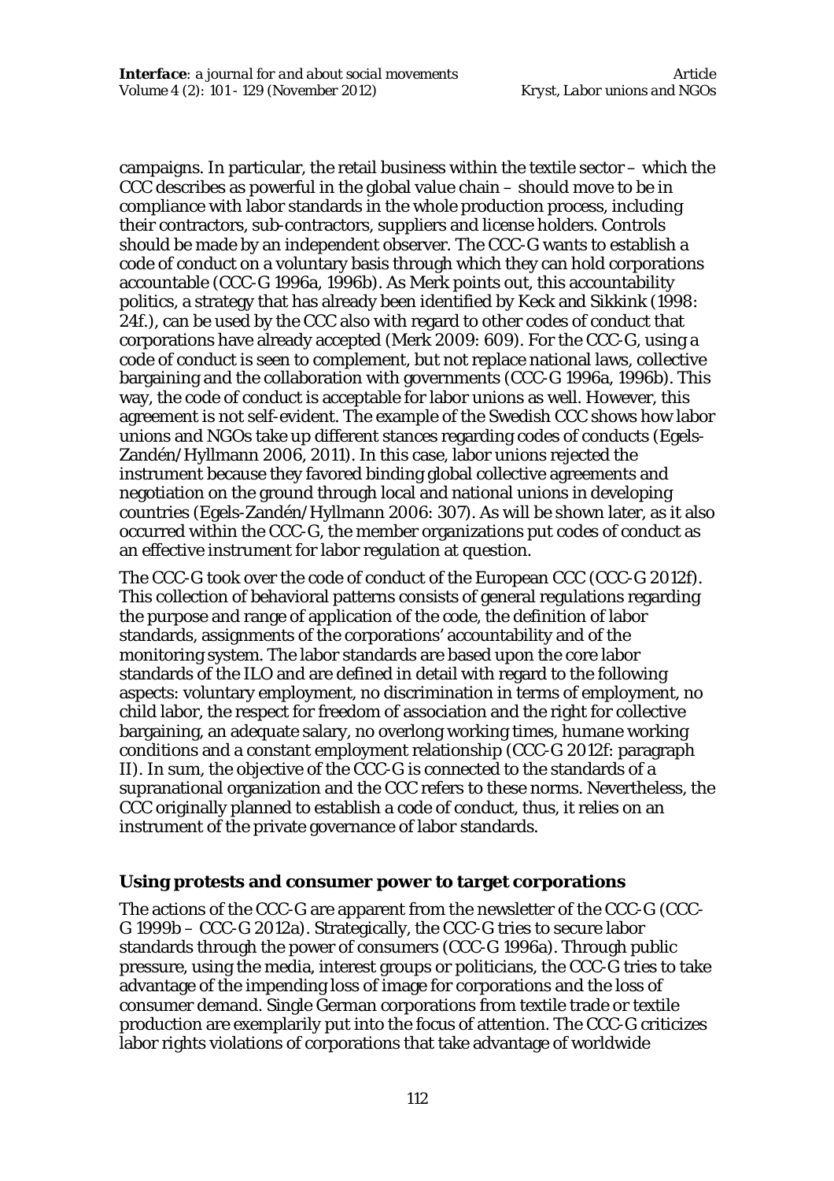campaigns. In particular, the retail business within the textile sector – which the CCC describes as powerful in the global value chain – should move to be in compliance with labor standards in the whole production process, including their contractors, sub-contractors, suppliers and license holders. Controls should be made by an independent observer. The CCC-G wants to establish a code of conduct on a voluntary basis through which they can hold corporations accountable (CCC-G 1996a, 1996b). As Merk points out, this accountability politics, a strategy that has already been identified by Keck and Sikkink (1998: 24f.), can be used by the CCC also with regard to other codes of conduct that corporations have already accepted (Merk 2009: 609). For the CCC-G, using a code of conduct is seen to complement, but not replace national laws, collective bargaining and the collaboration with governments (CCC-G 1996a, 1996b). This way, the code of conduct is acceptable for labor unions as well. However, this agreement is not self-evident. The example of the Swedish CCC shows how labor unions and NGOs take up different stances regarding codes of conducts (Egels-Zandén/Hyllmann 2006, 2011). In this case, labor unions rejected the instrument because they favored binding global collective agreements and negotiation on the ground through local and national unions in developing countries (Egels-Zandén/Hyllmann 2006: 307). As will be shown later, as it also occurred within the CCC-G, the member organizations put codes of conduct as an effective instrument for labor regulation at question.

The CCC-G took over the code of conduct of the European CCC (CCC-G 2012f). This collection of behavioral patterns consists of general regulations regarding the purpose and range of application of the code, the definition of labor standards, assignments of the corporations' accountability and of the monitoring system. The labor standards are based upon the core labor standards of the ILO and are defined in detail with regard to the following aspects: voluntary employment, no discrimination in terms of employment, no child labor, the respect for freedom of association and the right for collective bargaining, an adequate salary, no overlong working times, humane working conditions and a constant employment relationship (CCC-G 2012f: paragraph II). In sum, the objective of the CCC-G is connected to the standards of a supranational organization and the CCC refers to these norms. Nevertheless, the CCC originally planned to establish a code of conduct, thus, it relies on an instrument of the private governance of labor standards.

### Using protests and consumer power to target corporations

The actions of the CCC-G are apparent from the newsletter of the CCC-G (CCC-G 1999b – CCC-G 2012a). Strategically, the CCC-G tries to secure labor standards through the power of consumers (CCC-G 1996a). Through public pressure, using the media, interest groups or politicians, the CCC-G tries to take advantage of the impending loss of image for corporations and the loss of consumer demand. Single German corporations from textile trade or textile production are exemplarily put into the focus of attention. The CCC-G criticizes labor rights violations of corporations that take advantage of worldwide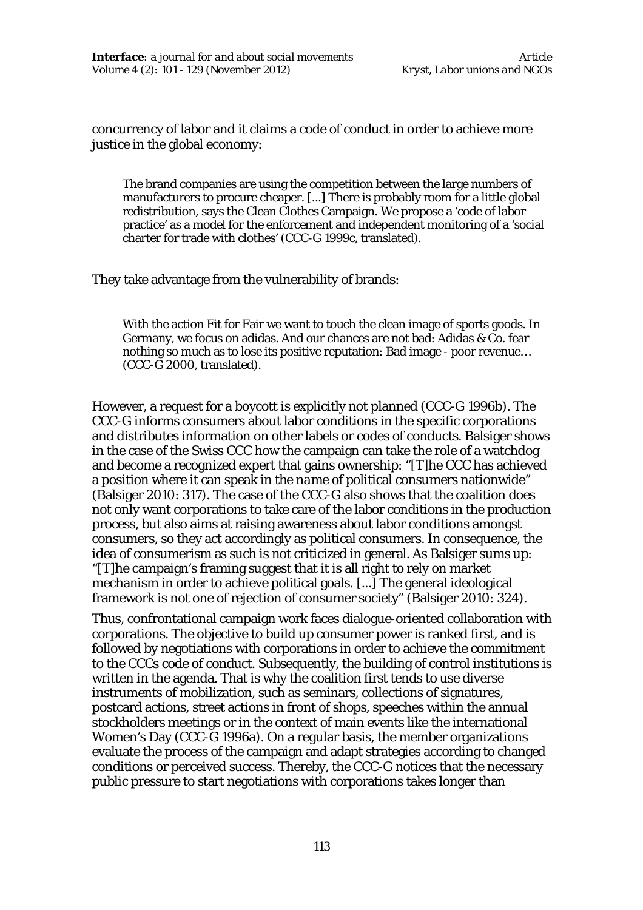concurrency of labor and it claims a code of conduct in order to achieve more justice in the global economy:

> The brand companies are using the competition between the large numbers of manufacturers to procure cheaper. [...] There is probably room for a little global redistribution, says the Clean Clothes Campaign. We propose a 'code of labor practice' as a model for the enforcement and independent monitoring of a 'social charter for trade with clothes' (CCC-G 1999c, translated).

They take advantage from the vulnerability of brands:

> With the action Fit for Fair we want to touch the clean image of sports goods. In Germany, we focus on adidas. And our chances are not bad: Adidas & Co. fear nothing so much as to lose its positive reputation: Bad image - poor revenue… (CCC-G 2000, translated).

However, a request for a boycott is explicitly not planned (CCC-G 1996b). The CCC-G informs consumers about labor conditions in the specific corporations and distributes information on other labels or codes of conducts. Balsiger shows in the case of the Swiss CCC how the campaign can take the role of a watchdog and become a recognized expert that gains ownership: "[T]he CCC has achieved a position where it can speak in the name of political consumers nationwide" (Balsiger 2010: 317). The case of the CCC-G also shows that the coalition does not only want corporations to take care of the labor conditions in the production process, but also aims at raising awareness about labor conditions amongst consumers, so they act accordingly as political consumers. In consequence, the idea of consumerism as such is not criticized in general. As Balsiger sums up: "[T]he campaign's framing suggest that it is all right to rely on market mechanism in order to achieve political goals. [...] The general ideological framework is not one of rejection of consumer society" (Balsiger 2010: 324).

Thus, confrontational campaign work faces dialogue-oriented collaboration with corporations. The objective to build up consumer power is ranked first, and is followed by negotiations with corporations in order to achieve the commitment to the CCCs code of conduct. Subsequently, the building of control institutions is written in the agenda. That is why the coalition first tends to use diverse instruments of mobilization, such as seminars, collections of signatures, postcard actions, street actions in front of shops, speeches within the annual stockholders meetings or in the context of main events like the international Women's Day (CCC-G 1996a). On a regular basis, the member organizations evaluate the process of the campaign and adapt strategies according to changed conditions or perceived success. Thereby, the CCC-G notices that the necessary public pressure to start negotiations with corporations takes longer than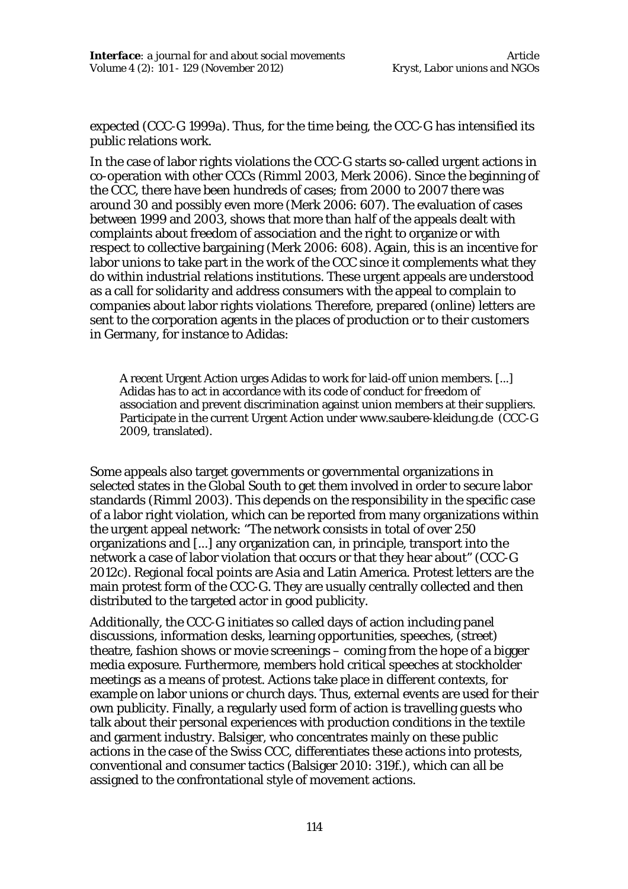expected (CCC-G 1999a). Thus, for the time being, the CCC-G has intensified its public relations work.

In the case of labor rights violations the CCC-G starts so-called urgent actions in co-operation with other CCCs (Rimml 2003, Merk 2006). Since the beginning of the CCC, there have been hundreds of cases; from 2000 to 2007 there was around 30 and possibly even more (Merk 2006: 607). The evaluation of cases between 1999 and 2003, shows that more than half of the appeals dealt with complaints about freedom of association and the right to organize or with respect to collective bargaining (Merk 2006: 608). Again, this is an incentive for labor unions to take part in the work of the CCC since it complements what they do within industrial relations institutions. These urgent appeals are understood as a call for solidarity and address consumers with the appeal to complain to companies about labor rights violations. Therefore, prepared (online) letters are sent to the corporation agents in the places of production or to their customers in Germany, for instance to Adidas:

> A recent Urgent Action urges Adidas to work for laid-off union members. [...] Adidas has to act in accordance with its code of conduct for freedom of association and prevent discrimination against union members at their suppliers. Participate in the current Urgent Action under www.saubere-kleidung.de (CCC-G 2009, translated).

Some appeals also target governments or governmental organizations in selected states in the Global South to get them involved in order to secure labor standards (Rimml 2003). This depends on the responsibility in the specific case of a labor right violation, which can be reported from many organizations within the urgent appeal network: "The network consists in total of over 250 organizations and [...] any organization can, in principle, transport into the network a case of labor violation that occurs or that they hear about" (CCC-G 2012c). Regional focal points are Asia and Latin America. Protest letters are the main protest form of the CCC-G. They are usually centrally collected and then distributed to the targeted actor in good publicity.

Additionally, the CCC-G initiates so called days of action including panel discussions, information desks, learning opportunities, speeches, (street) theatre, fashion shows or movie screenings – coming from the hope of a bigger media exposure. Furthermore, members hold critical speeches at stockholder meetings as a means of protest. Actions take place in different contexts, for example on labor unions or church days. Thus, external events are used for their own publicity. Finally, a regularly used form of action is travelling guests who talk about their personal experiences with production conditions in the textile and garment industry. Balsiger, who concentrates mainly on these public actions in the case of the Swiss CCC, differentiates these actions into protests, conventional and consumer tactics (Balsiger 2010: 319f.), which can all be assigned to the confrontational style of movement actions.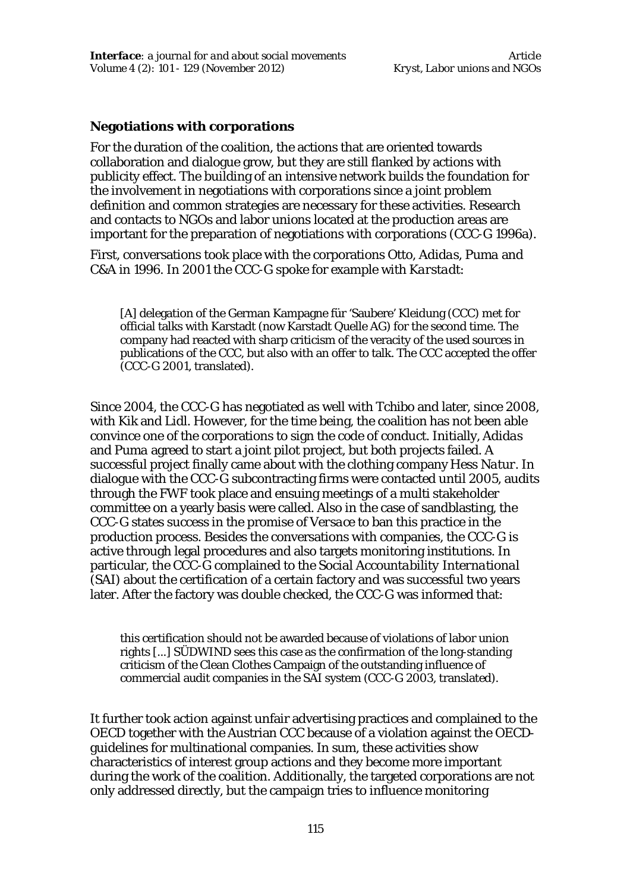### Negotiations with corporations

For the duration of the coalition, the actions that are oriented towards collaboration and dialogue grow, but they are still flanked by actions with publicity effect. The building of an intensive network builds the foundation for the involvement in negotiations with corporations since a joint problem definition and common strategies are necessary for these activities. Research and contacts to NGOs and labor unions located at the production areas are important for the preparation of negotiations with corporations (CCC-G 1996a).

First, conversations took place with the corporations Otto, *Adidas*, *Puma* and C&A in 1996. In 2001 the CCC-G spoke for example with *Karstadt*:

> [A] delegation of the German Kampagne für 'Saubere' Kleidung (CCC) met for official talks with Karstadt (now Karstadt Quelle AG) for the second time. The company had reacted with sharp criticism of the veracity of the used sources in publications of the CCC, but also with an offer to talk. The CCC accepted the offer (CCC-G 2001, translated).

Since 2004, the CCC-G has negotiated as well with Tchibo and later, since 2008, with Kik and Lidl. However, for the time being, the coalition has not been able convince one of the corporations to sign the code of conduct. Initially, *Adidas* and *Puma* agreed to start a joint pilot project, but both projects failed. A successful project finally came about with the clothing company *Hess Natur*. In dialogue with the CCC-G subcontracting firms were contacted until 2005, audits through the FWF took place and ensuing meetings of a multi stakeholder committee on a yearly basis were called. Also in the case of sandblasting, the CCC-G states success in the promise of *Versace* to ban this practice in the production process. Besides the conversations with companies, the CCC-G is active through legal procedures and also targets monitoring institutions. In particular, the CCC-G complained to the *Social Accountability International* (SAI) about the certification of a certain factory and was successful two years later. After the factory was double checked, the CCC-G was informed that:

> this certification should not be awarded because of violations of labor union rights [...] SÜDWIND sees this case as the confirmation of the long-standing criticism of the Clean Clothes Campaign of the outstanding influence of commercial audit companies in the SAI system (CCC-G 2003, translated).

It further took action against unfair advertising practices and complained to the OECD together with the Austrian CCC because of a violation against the OECD-guidelines for multinational companies. In sum, these activities show characteristics of interest group actions and they become more important during the work of the coalition. Additionally, the targeted corporations are not only addressed directly, but the campaign tries to influence monitoring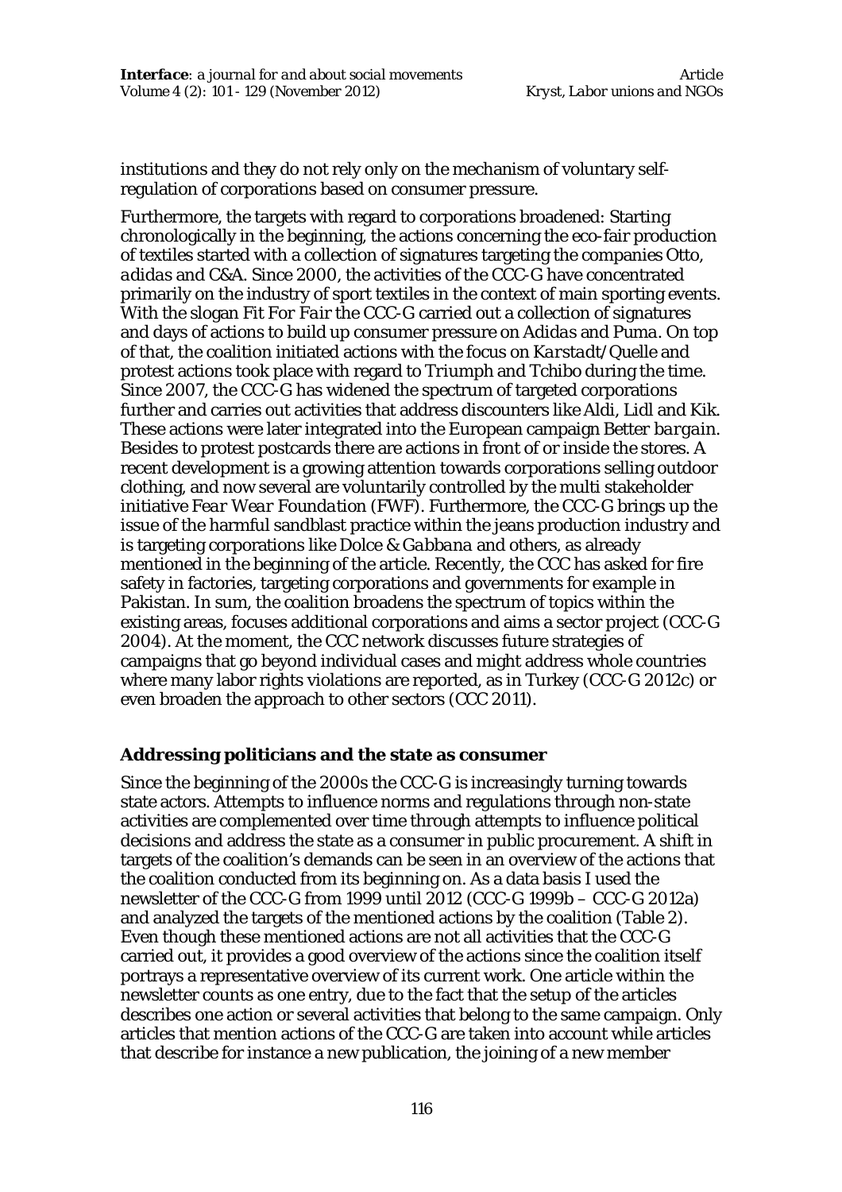institutions and they do not rely only on the mechanism of voluntary self-regulation of corporations based on consumer pressure.

Furthermore, the targets with regard to corporations broadened: Starting chronologically in the beginning, the actions concerning the eco-fair production of textiles started with a collection of signatures targeting the companies Otto, *adidas* and C&A. Since 2000, the activities of the CCC-G have concentrated primarily on the industry of sport textiles in the context of main sporting events. With the slogan *Fit For Fair* the CCC-G carried out a collection of signatures and days of actions to build up consumer pressure on *Adidas* and *Puma*. On top of that, the coalition initiated actions with the focus on *Karstadt/Quelle* and protest actions took place with regard to *Triumph* and *Tchibo* during the time. Since 2007, the CCC-G has widened the spectrum of targeted corporations further and carries out activities that address discounters like *Aldi*, *Lidl* and *Kik*. These actions were later integrated into the European campaign *Better bargain*. Besides to protest postcards there are actions in front of or inside the stores. A recent development is a growing attention towards corporations selling outdoor clothing, and now several are voluntarily controlled by the multi stakeholder initiative *Fear Wear Foundation* (FWF). Furthermore, the CCC-G brings up the issue of the harmful sandblast practice within the jeans production industry and is targeting corporations like *Dolce & Gabbana* and others, as already mentioned in the beginning of the article. Recently, the CCC has asked for fire safety in factories, targeting corporations and governments for example in Pakistan. In sum, the coalition broadens the spectrum of topics within the existing areas, focuses additional corporations and aims a sector project (CCC-G 2004). At the moment, the CCC network discusses future strategies of campaigns that go beyond individual cases and might address whole countries where many labor rights violations are reported, as in Turkey (CCC-G 2012c) or even broaden the approach to other sectors (CCC 2011).

## Addressing politicians and the state as consumer

Since the beginning of the 2000s the CCC-G is increasingly turning towards state actors. Attempts to influence norms and regulations through non-state activities are complemented over time through attempts to influence political decisions and address the state as a consumer in public procurement. A shift in targets of the coalition's demands can be seen in an overview of the actions that the coalition conducted from its beginning on. As a data basis I used the newsletter of the CCC-G from 1999 until 2012 (CCC-G 1999b – CCC-G 2012a) and analyzed the targets of the mentioned actions by the coalition (Table 2). Even though these mentioned actions are not all activities that the CCC-G carried out, it provides a good overview of the actions since the coalition itself portrays a representative overview of its current work. One article within the newsletter counts as one entry, due to the fact that the setup of the articles describes one action or several activities that belong to the same campaign. Only articles that mention actions of the CCC-G are taken into account while articles that describe for instance a new publication, the joining of a new member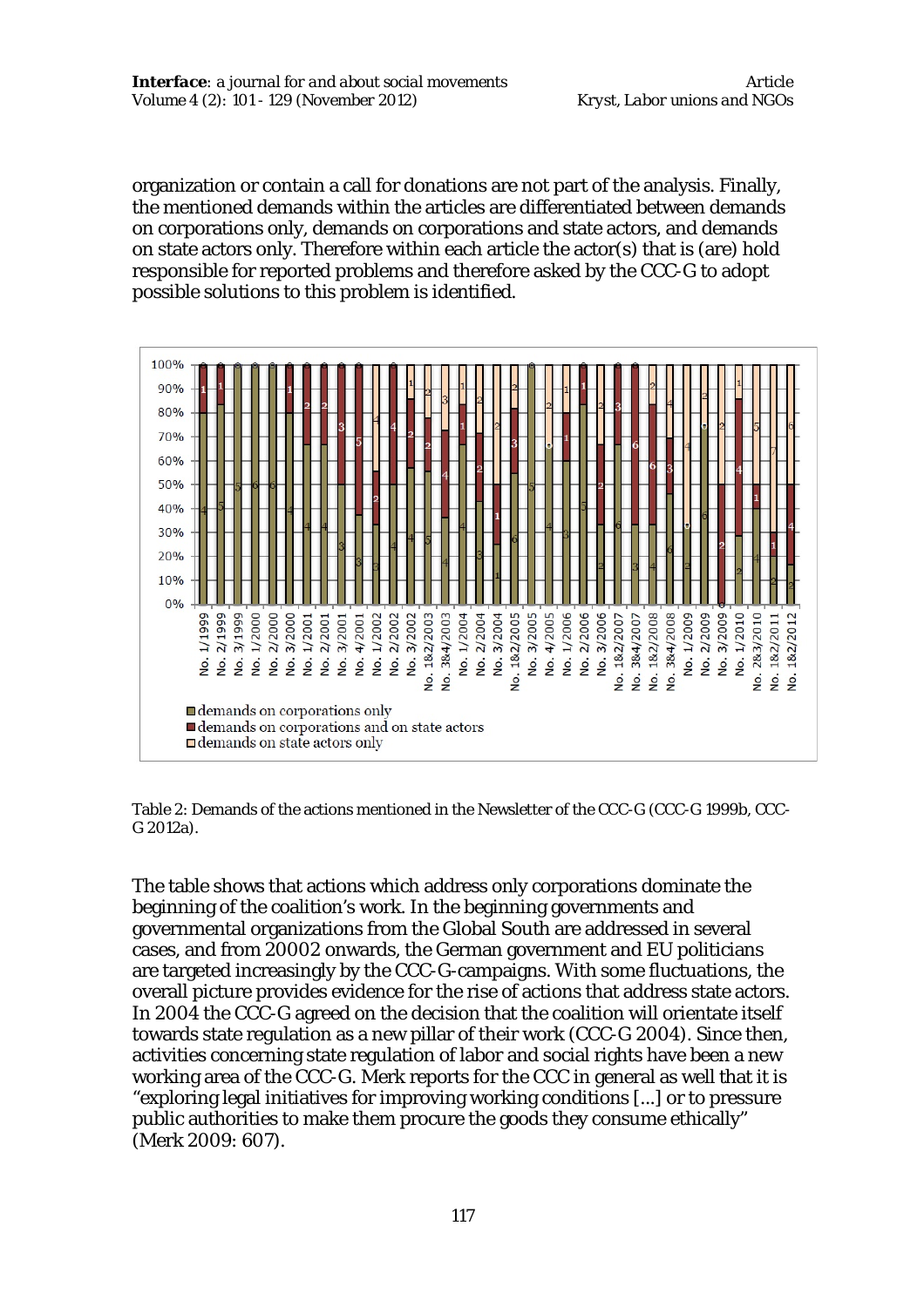organization or contain a call for donations are not part of the analysis. Finally, the mentioned demands within the articles are differentiated between demands on corporations only, demands on corporations and state actors, and demands on state actors only. Therefore within each article the actor(s) that is (are) hold responsible for reported problems and therefore asked by the CCC-G to adopt possible solutions to this problem is identified.

Table 2: Demands of the actions mentioned in the Newsletter of the CCC-G (CCC-G 1999b, CCC-G 2012a).

The table shows that actions which address only corporations dominate the beginning of the coalition's work. In the beginning governments and governmental organizations from the Global South are addressed in several cases, and from 20002 onwards, the German government and EU politicians are targeted increasingly by the CCC-G-campaigns. With some fluctuations, the overall picture provides evidence for the rise of actions that address state actors. In 2004 the CCC-G agreed on the decision that the coalition will orientate itself towards state regulation as a new pillar of their work (CCC-G 2004). Since then, activities concerning state regulation of labor and social rights have been a new working area of the CCC-G. Merk reports for the CCC in general as well that it is "exploring legal initiatives for improving working conditions [...] or to pressure public authorities to make them procure the goods they consume ethically" (Merk 2009: 607).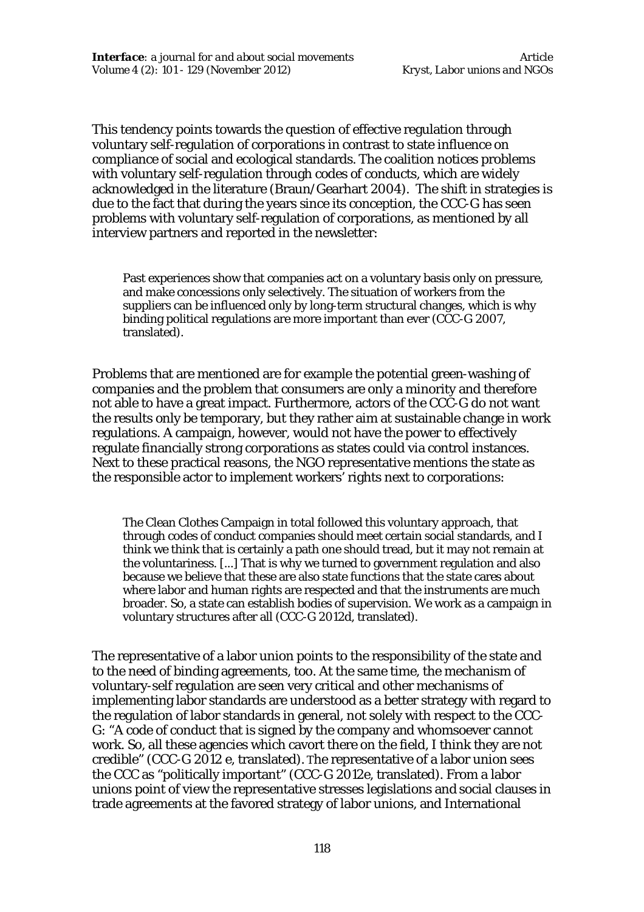This tendency points towards the question of effective regulation through voluntary self-regulation of corporations in contrast to state influence on compliance of social and ecological standards. The coalition notices problems with voluntary self-regulation through codes of conducts, which are widely acknowledged in the literature (Braun/Gearhart 2004). The shift in strategies is due to the fact that during the years since its conception, the CCC-G has seen problems with voluntary self-regulation of corporations, as mentioned by all interview partners and reported in the newsletter:

> Past experiences show that companies act on a voluntary basis only on pressure, and make concessions only selectively. The situation of workers from the suppliers can be influenced only by long-term structural changes, which is why binding political regulations are more important than ever (CCC-G 2007, translated).

Problems that are mentioned are for example the potential green-washing of companies and the problem that consumers are only a minority and therefore not able to have a great impact. Furthermore, actors of the CCC-G do not want the results only be temporary, but they rather aim at sustainable change in work regulations. A campaign, however, would not have the power to effectively regulate financially strong corporations as states could via control instances. Next to these practical reasons, the NGO representative mentions the state as the responsible actor to implement workers' rights next to corporations:

> The Clean Clothes Campaign in total followed this voluntary approach, that through codes of conduct companies should meet certain social standards, and I think we think that is certainly a path one should tread, but it may not remain at the voluntariness. [...] That is why we turned to government regulation and also because we believe that these are also state functions that the state cares about where labor and human rights are respected and that the instruments are much broader. So, a state can establish bodies of supervision. We work as a campaign in voluntary structures after all (CCC-G 2012d, translated).

The representative of a labor union points to the responsibility of the state and to the need of binding agreements, too. At the same time, the mechanism of voluntary-self regulation are seen very critical and other mechanisms of implementing labor standards are understood as a better strategy with regard to the regulation of labor standards in general, not solely with respect to the CCC-G: "A code of conduct that is signed by the company and whomsoever cannot work. So, all these agencies which cavort there on the field, I think they are not credible" (CCC-G 2012 e, translated). The representative of a labor union sees the CCC as "politically important" (CCC-G 2012e, translated). From a labor unions point of view the representative stresses legislations and social clauses in trade agreements at the favored strategy of labor unions, and International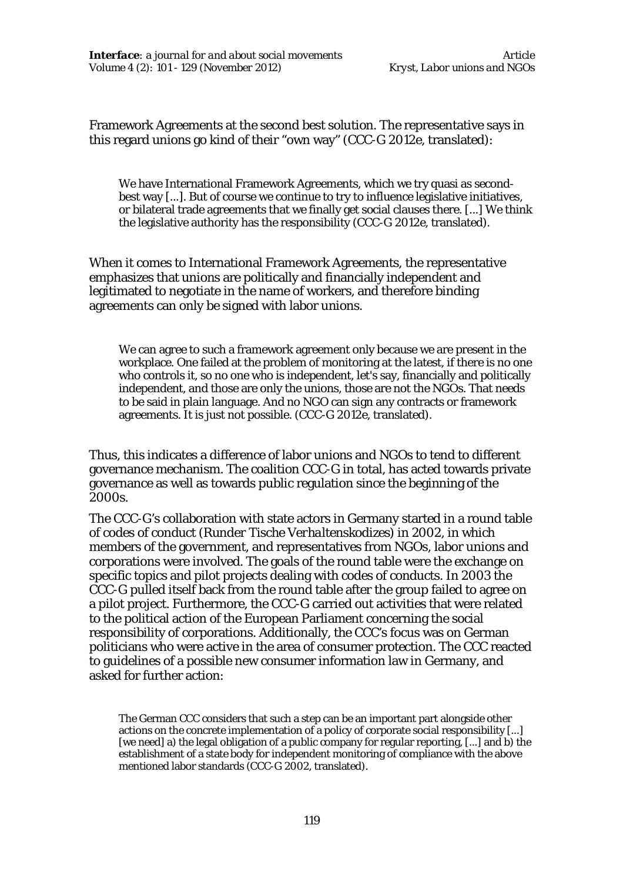Framework Agreements at the second best solution. The representative says in this regard unions go kind of their "own way" (CCC-G 2012e, translated):

> We have International Framework Agreements, which we try quasi as second-best way [...]. But of course we continue to try to influence legislative initiatives, or bilateral trade agreements that we finally get social clauses there. [...] We think the legislative authority has the responsibility (CCC-G 2012e, translated).

When it comes to International Framework Agreements, the representative emphasizes that unions are politically and financially independent and legitimated to negotiate in the name of workers, and therefore binding agreements can only be signed with labor unions.

> We can agree to such a framework agreement only because we are present in the workplace. One failed at the problem of monitoring at the latest, if there is no one who controls it, so no one who is independent, let's say, financially and politically independent, and those are only the unions, those are not the NGOs. That needs to be said in plain language. And no NGO can sign any contracts or framework agreements. It is just not possible. (CCC-G 2012e, translated).

Thus, this indicates a difference of labor unions and NGOs to tend to different governance mechanism. The coalition CCC-G in total, has acted towards private governance as well as towards public regulation since the beginning of the 2000s.

The CCC-G's collaboration with state actors in Germany started in a round table of codes of conduct (*Runder Tische Verhaltenskodizes*) in 2002, in which members of the government, and representatives from NGOs, labor unions and corporations were involved. The goals of the round table were the exchange on specific topics and pilot projects dealing with codes of conducts. In 2003 the CCC-G pulled itself back from the round table after the group failed to agree on a pilot project. Furthermore, the CCC-G carried out activities that were related to the political action of the European Parliament concerning the social responsibility of corporations. Additionally, the CCC's focus was on German politicians who were active in the area of consumer protection. The CCC reacted to guidelines of a possible new consumer information law in Germany, and asked for further action:

> The German CCC considers that such a step can be an important part alongside other actions on the concrete implementation of a policy of corporate social responsibility [...] [we need] a) the legal obligation of a public company for regular reporting, [...] and b) the establishment of a state body for independent monitoring of compliance with the above mentioned labor standards (CCC-G 2002, translated).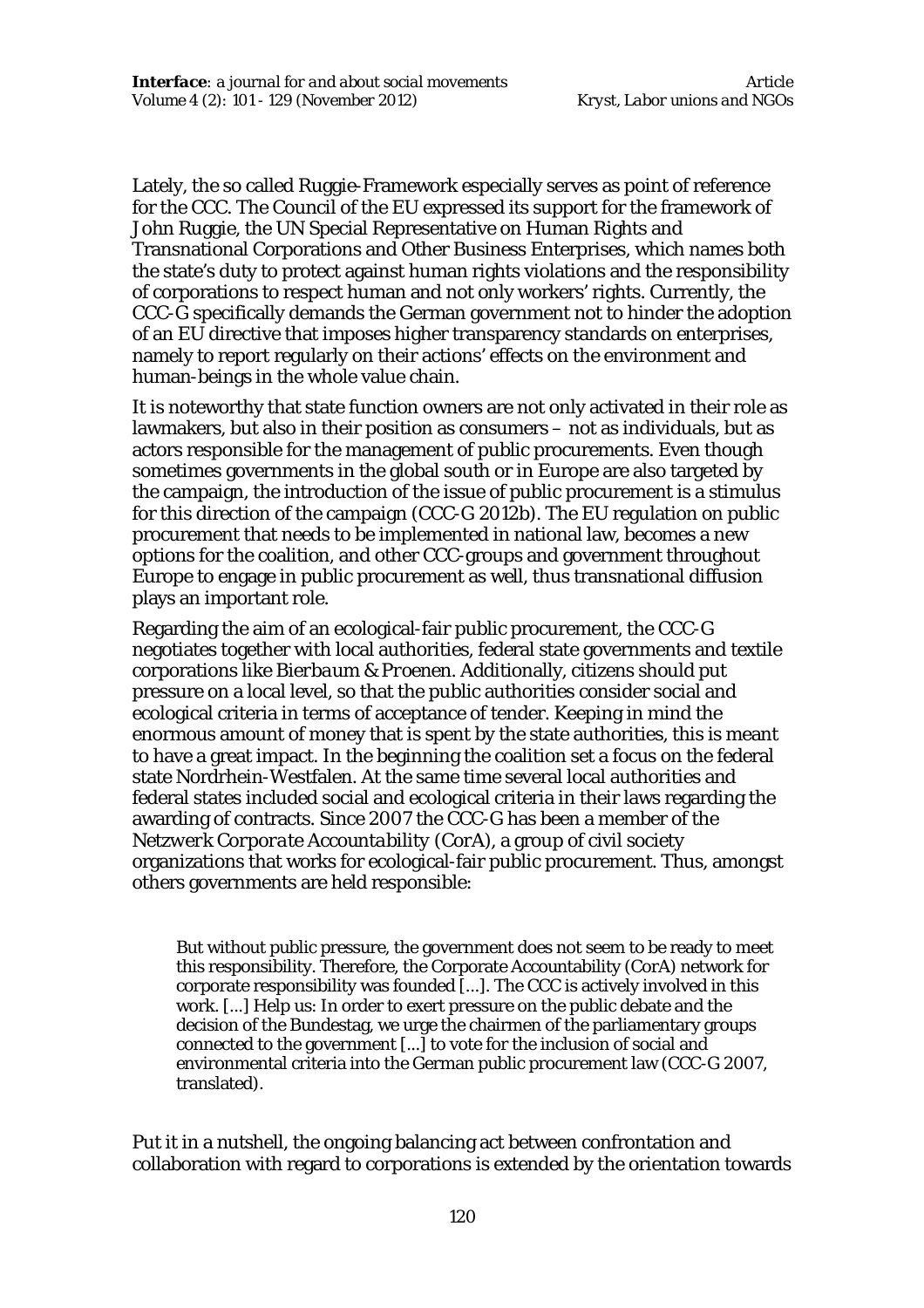Lately, the so called Ruggie-Framework especially serves as point of reference for the CCC. The Council of the EU expressed its support for the framework of John Ruggie, the UN Special Representative on Human Rights and Transnational Corporations and Other Business Enterprises, which names both the state's duty to protect against human rights violations and the responsibility of corporations to respect human and not only workers' rights. Currently, the CCC-G specifically demands the German government not to hinder the adoption of an EU directive that imposes higher transparency standards on enterprises, namely to report regularly on their actions' effects on the environment and human-beings in the whole value chain.

It is noteworthy that state function owners are not only activated in their role as lawmakers, but also in their position as consumers – not as individuals, but as actors responsible for the management of public procurements. Even though sometimes governments in the global south or in Europe are also targeted by the campaign, the introduction of the issue of public procurement is a stimulus for this direction of the campaign (CCC-G 2012b). The EU regulation on public procurement that needs to be implemented in national law, becomes a new options for the coalition, and other CCC-groups and government throughout Europe to engage in public procurement as well, thus transnational diffusion plays an important role.

Regarding the aim of an ecological-fair public procurement, the CCC-G negotiates together with local authorities, federal state governments and textile corporations like *Bierbaum & Proenen*. Additionally, citizens should put pressure on a local level, so that the public authorities consider social and ecological criteria in terms of acceptance of tender. Keeping in mind the enormous amount of money that is spent by the state authorities, this is meant to have a great impact. In the beginning the coalition set a focus on the federal state Nordrhein-Westfalen. At the same time several local authorities and federal states included social and ecological criteria in their laws regarding the awarding of contracts. Since 2007 the CCC-G has been a member of the *Netzwerk Corporate Accountability (CorA)*, a group of civil society organizations that works for ecological-fair public procurement. Thus, amongst others governments are held responsible:

> But without public pressure, the government does not seem to be ready to meet this responsibility. Therefore, the Corporate Accountability (CorA) network for corporate responsibility was founded [...]. The CCC is actively involved in this work. [...] Help us: In order to exert pressure on the public debate and the decision of the Bundestag, we urge the chairmen of the parliamentary groups connected to the government [...] to vote for the inclusion of social and environmental criteria into the German public procurement law (CCC-G 2007, translated).

Put it in a nutshell, the ongoing balancing act between confrontation and collaboration with regard to corporations is extended by the orientation towards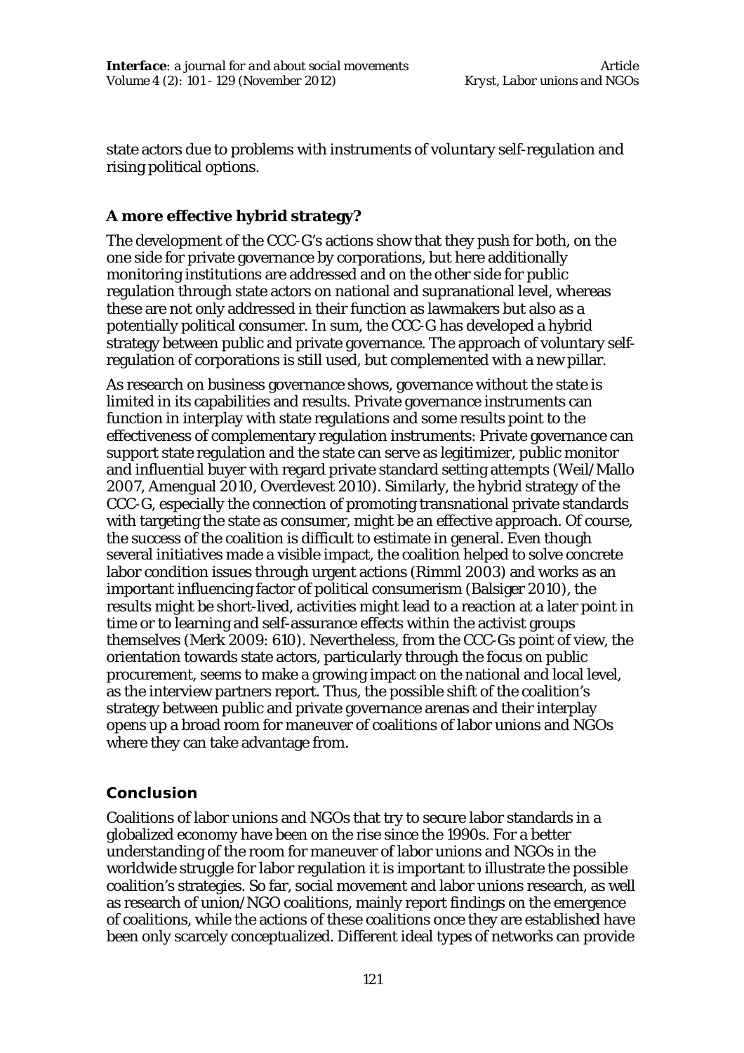state actors due to problems with instruments of voluntary self-regulation and rising political options.

## A more effective hybrid strategy?

The development of the CCC-G's actions show that they push for both, on the one side for private governance by corporations, but here additionally monitoring institutions are addressed and on the other side for public regulation through state actors on national and supranational level, whereas these are not only addressed in their function as lawmakers but also as a potentially political consumer. In sum, the CCC-G has developed a hybrid strategy between public and private governance. The approach of voluntary self-regulation of corporations is still used, but complemented with a new pillar.

As research on business governance shows, governance without the state is limited in its capabilities and results. Private governance instruments can function in interplay with state regulations and some results point to the effectiveness of complementary regulation instruments: Private governance can support state regulation and the state can serve as legitimizer, public monitor and influential buyer with regard private standard setting attempts (Weil/Mallo 2007, Amengual 2010, Overdevest 2010). Similarly, the hybrid strategy of the CCC-G, especially the connection of promoting transnational private standards with targeting the state as consumer, might be an effective approach. Of course, the success of the coalition is difficult to estimate in general. Even though several initiatives made a visible impact, the coalition helped to solve concrete labor condition issues through urgent actions (Rimml 2003) and works as an important influencing factor of political consumerism (Balsiger 2010), the results might be short-lived, activities might lead to a reaction at a later point in time or to learning and self-assurance effects within the activist groups themselves (Merk 2009: 610). Nevertheless, from the CCC-Gs point of view, the orientation towards state actors, particularly through the focus on public procurement, seems to make a growing impact on the national and local level, as the interview partners report. Thus, the possible shift of the coalition's strategy between public and private governance arenas and their interplay opens up a broad room for maneuver of coalitions of labor unions and NGOs where they can take advantage from.

## Conclusion

Coalitions of labor unions and NGOs that try to secure labor standards in a globalized economy have been on the rise since the 1990s. For a better understanding of the room for maneuver of labor unions and NGOs in the worldwide struggle for labor regulation it is important to illustrate the possible coalition's strategies. So far, social movement and labor unions research, as well as research of union/NGO coalitions, mainly report findings on the emergence of coalitions, while the actions of these coalitions once they are established have been only scarcely conceptualized. Different ideal types of networks can provide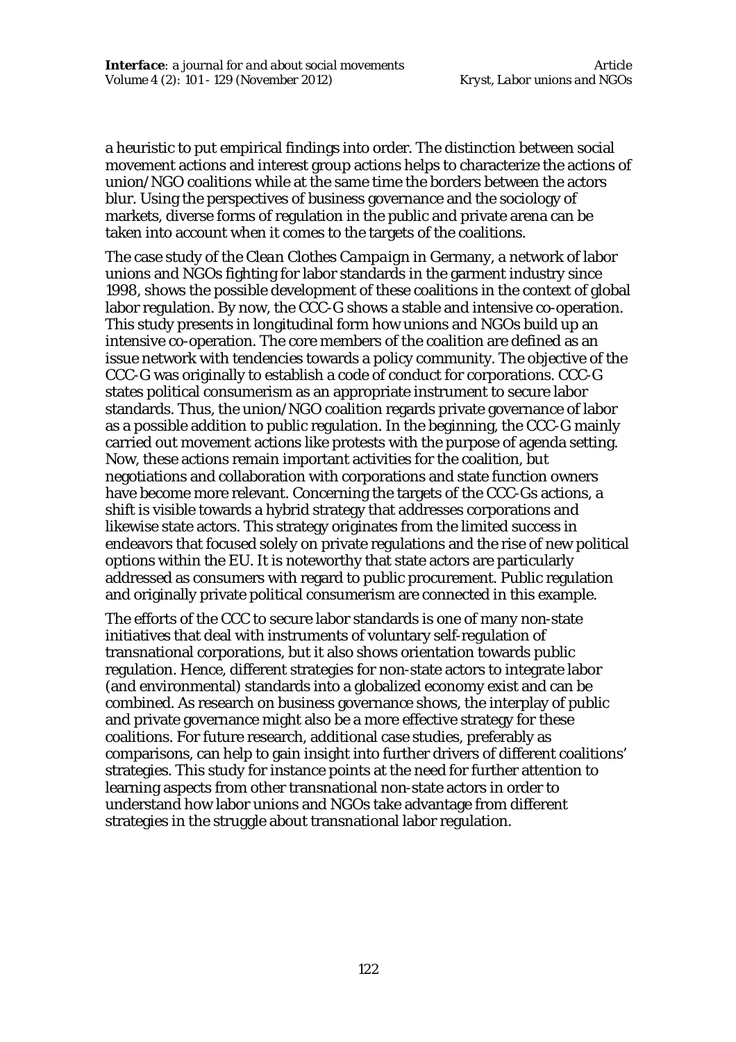a heuristic to put empirical findings into order. The distinction between social movement actions and interest group actions helps to characterize the actions of union/NGO coalitions while at the same time the borders between the actors blur. Using the perspectives of business governance and the sociology of markets, diverse forms of regulation in the public and private arena can be taken into account when it comes to the targets of the coalitions.

The case study of the *Clean Clothes Campaign* in Germany, a network of labor unions and NGOs fighting for labor standards in the garment industry since 1998, shows the possible development of these coalitions in the context of global labor regulation. By now, the CCC-G shows a stable and intensive co-operation. This study presents in longitudinal form how unions and NGOs build up an intensive co-operation. The core members of the coalition are defined as an issue network with tendencies towards a policy community. The objective of the CCC-G was originally to establish a code of conduct for corporations. CCC-G states political consumerism as an appropriate instrument to secure labor standards. Thus, the union/NGO coalition regards private governance of labor as a possible addition to public regulation. In the beginning, the CCC-G mainly carried out movement actions like protests with the purpose of agenda setting. Now, these actions remain important activities for the coalition, but negotiations and collaboration with corporations and state function owners have become more relevant. Concerning the targets of the CCC-Gs actions, a shift is visible towards a hybrid strategy that addresses corporations and likewise state actors. This strategy originates from the limited success in endeavors that focused solely on private regulations and the rise of new political options within the EU. It is noteworthy that state actors are particularly addressed as consumers with regard to public procurement. Public regulation and originally private political consumerism are connected in this example.

The efforts of the CCC to secure labor standards is one of many non-state initiatives that deal with instruments of voluntary self-regulation of transnational corporations, but it also shows orientation towards public regulation. Hence, different strategies for non-state actors to integrate labor (and environmental) standards into a globalized economy exist and can be combined. As research on business governance shows, the interplay of public and private governance might also be a more effective strategy for these coalitions. For future research, additional case studies, preferably as comparisons, can help to gain insight into further drivers of different coalitions' strategies. This study for instance points at the need for further attention to learning aspects from other transnational non-state actors in order to understand how labor unions and NGOs take advantage from different strategies in the struggle about transnational labor regulation.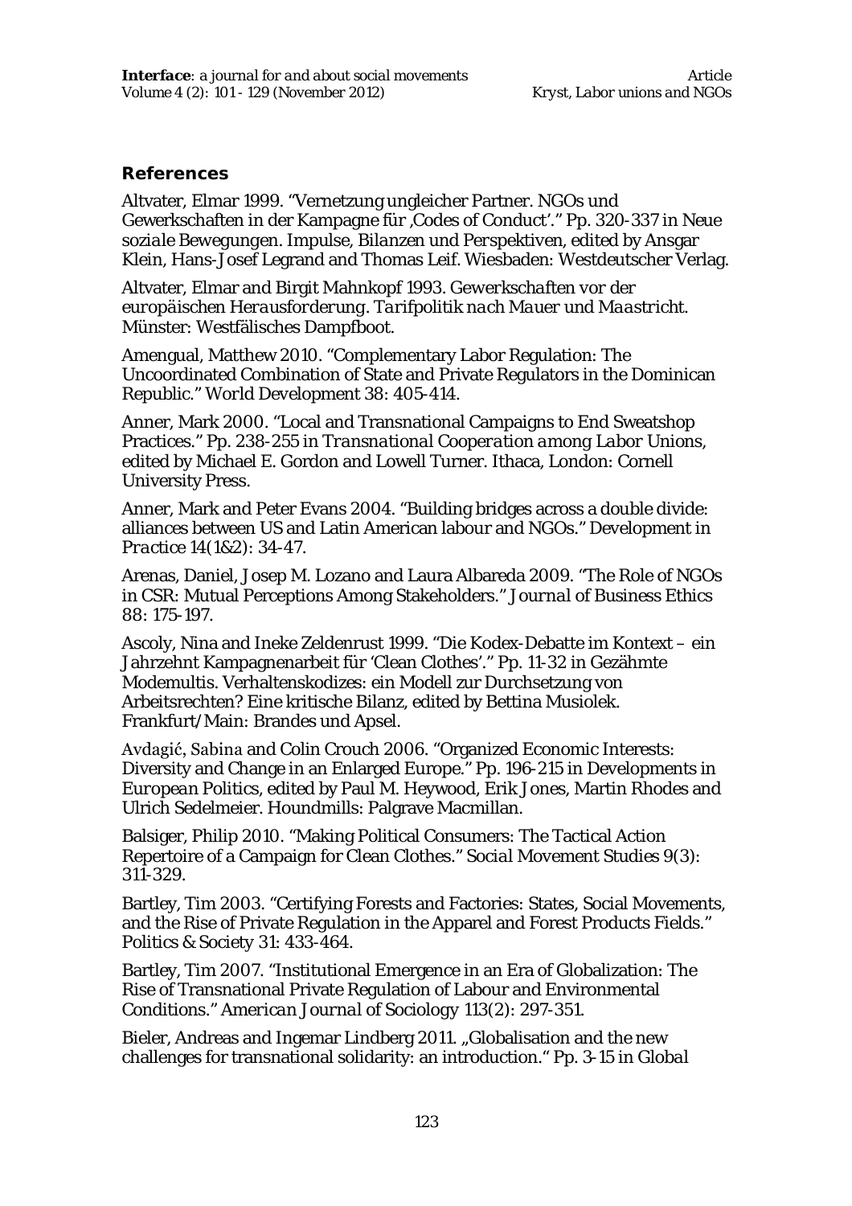## References

Altvater, Elmar 1999. "Vernetzung ungleicher Partner. NGOs und Gewerkschaften in der Kampagne für ‚Codes of Conduct'." Pp. 320-337 in *Neue soziale Bewegungen. Impulse, Bilanzen und Perspektiven*, edited by Ansgar Klein, Hans-Josef Legrand and Thomas Leif. Wiesbaden: Westdeutscher Verlag.

Altvater, Elmar and Birgit Mahnkopf 1993. *Gewerkschaften vor der europäischen Herausforderung. Tarifpolitik nach Mauer und Maastricht.* Münster: Westfälisches Dampfboot.

Amengual, Matthew 2010. "Complementary Labor Regulation: The Uncoordinated Combination of State and Private Regulators in the Dominican Republic." *World Development* 38: 405-414.

Anner, Mark 2000. "Local and Transnational Campaigns to End Sweatshop Practices." Pp. 238-255 in *Transnational Cooperation among Labor Unions*, edited by Michael E. Gordon and Lowell Turner. Ithaca, London: Cornell University Press.

Anner, Mark and Peter Evans 2004. "Building bridges across a double divide: alliances between US and Latin American labour and NGOs." *Development in Practice* 14(1&2): 34-47.

Arenas, Daniel, Josep M. Lozano and Laura Albareda 2009. "The Role of NGOs in CSR: Mutual Perceptions Among Stakeholders." *Journal of Business Ethics* 88: 175-197.

Ascoly, Nina and Ineke Zeldenrust 1999. "Die Kodex-Debatte im Kontext – ein Jahrzehnt Kampagnenarbeit für 'Clean Clothes'." Pp. 11-32 in *Gezähmte Modemultis. Verhaltenskodizes: ein Modell zur Durchsetzung von Arbeitsrechten? Eine kritische Bilanz*, edited by Bettina Musiolek. Frankfurt/Main: Brandes und Apsel.

Avdagić, Sabina and Colin Crouch 2006. "Organized Economic Interests: Diversity and Change in an Enlarged Europe." Pp. 196-215 in *Developments in European Politics*, edited by Paul M. Heywood, Erik Jones, Martin Rhodes and Ulrich Sedelmeier. Houndmills: Palgrave Macmillan.

Balsiger, Philip 2010. "Making Political Consumers: The Tactical Action Repertoire of a Campaign for Clean Clothes." *Social Movement Studies* 9(3): 311-329.

Bartley, Tim 2003. "Certifying Forests and Factories: States, Social Movements, and the Rise of Private Regulation in the Apparel and Forest Products Fields." *Politics & Society* 31: 433-464.

Bartley, Tim 2007. "Institutional Emergence in an Era of Globalization: The Rise of Transnational Private Regulation of Labour and Environmental Conditions." *American Journal of Sociology* 113(2): 297-351.

Bieler, Andreas and Ingemar Lindberg 2011. „Globalisation and the new challenges for transnational solidarity: an introduction." Pp. 3-15 in *Global*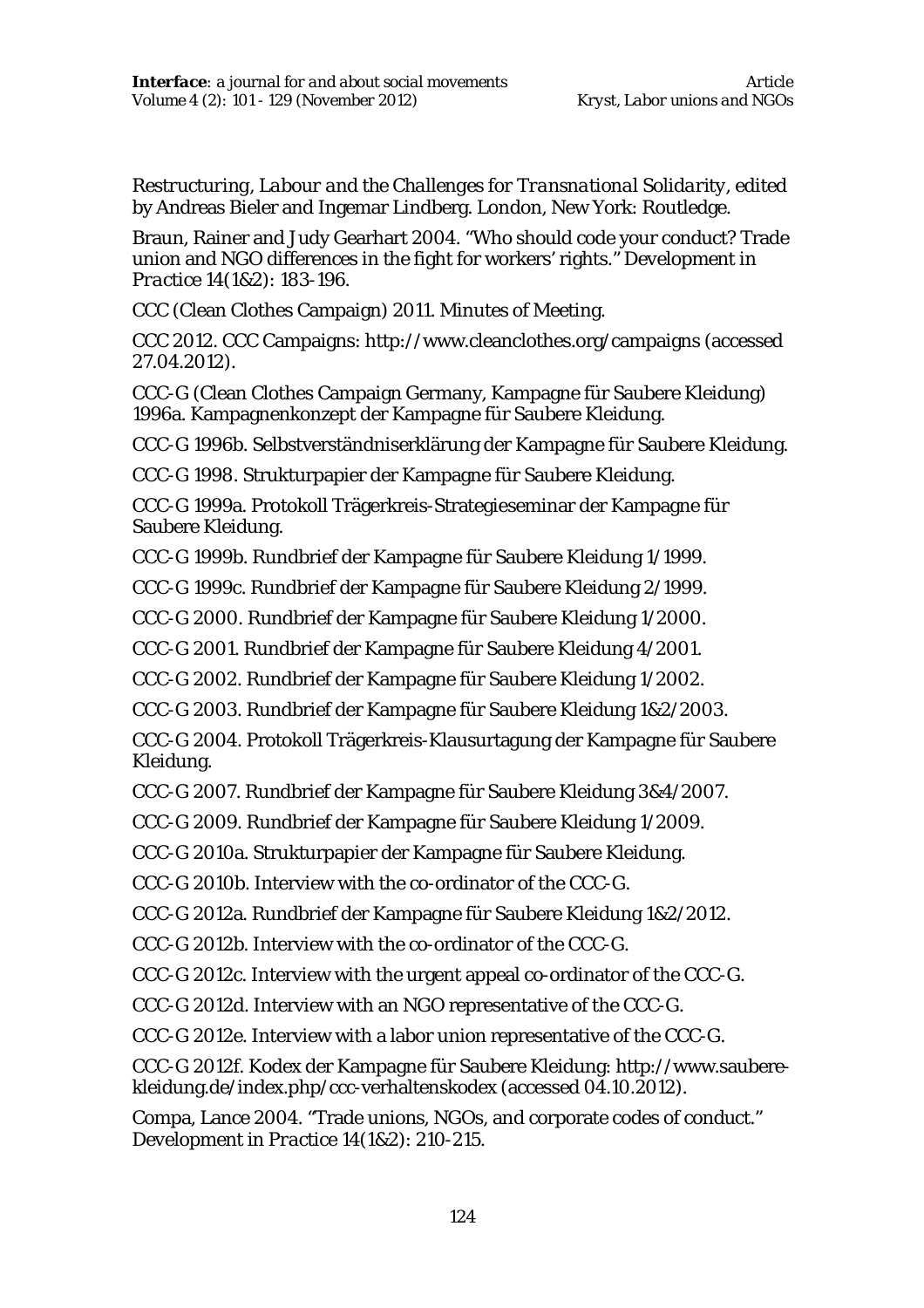*Restructuring, Labour and the Challenges for Transnational Solidarity*, edited by Andreas Bieler and Ingemar Lindberg. London, New York: Routledge.

Braun, Rainer and Judy Gearhart 2004. "Who should code your conduct? Trade union and NGO differences in the fight for workers' rights." *Development in Practice* 14(1&2): 183-196.

CCC (Clean Clothes Campaign) 2011. Minutes of Meeting.

CCC 2012. CCC Campaigns: http://www.cleanclothes.org/campaigns (accessed 27.04.2012).

CCC-G (Clean Clothes Campaign Germany, Kampagne für Saubere Kleidung) 1996a. Kampagnenkonzept der Kampagne für Saubere Kleidung.

CCC-G 1996b. Selbstverständniserklärung der Kampagne für Saubere Kleidung.

CCC-G 1998. Strukturpapier der Kampagne für Saubere Kleidung.

CCC-G 1999a. Protokoll Trägerkreis-Strategieseminar der Kampagne für Saubere Kleidung.

CCC-G 1999b. Rundbrief der Kampagne für Saubere Kleidung 1/1999.

CCC-G 1999c. Rundbrief der Kampagne für Saubere Kleidung 2/1999.

CCC-G 2000. Rundbrief der Kampagne für Saubere Kleidung 1/2000.

CCC-G 2001. Rundbrief der Kampagne für Saubere Kleidung 4/2001.

CCC-G 2002. Rundbrief der Kampagne für Saubere Kleidung 1/2002.

CCC-G 2003. Rundbrief der Kampagne für Saubere Kleidung 1&2/2003.

CCC-G 2004. Protokoll Trägerkreis-Klausurtagung der Kampagne für Saubere Kleidung.

CCC-G 2007. Rundbrief der Kampagne für Saubere Kleidung 3&4/2007.

CCC-G 2009. Rundbrief der Kampagne für Saubere Kleidung 1/2009.

CCC-G 2010a. Strukturpapier der Kampagne für Saubere Kleidung.

CCC-G 2010b. Interview with the co-ordinator of the CCC-G.

CCC-G 2012a. Rundbrief der Kampagne für Saubere Kleidung 1&2/2012.

CCC-G 2012b. Interview with the co-ordinator of the CCC-G.

CCC-G 2012c. Interview with the urgent appeal co-ordinator of the CCC-G.

CCC-G 2012d. Interview with an NGO representative of the CCC-G.

CCC-G 2012e. Interview with a labor union representative of the CCC-G.

CCC-G 2012f. Kodex der Kampagne für Saubere Kleidung: http://www.saubere-kleidung.de/index.php/ccc-verhaltenskodex (accessed 04.10.2012).

Compa, Lance 2004. "Trade unions, NGOs, and corporate codes of conduct." *Development in Practice* 14(1&2): 210-215.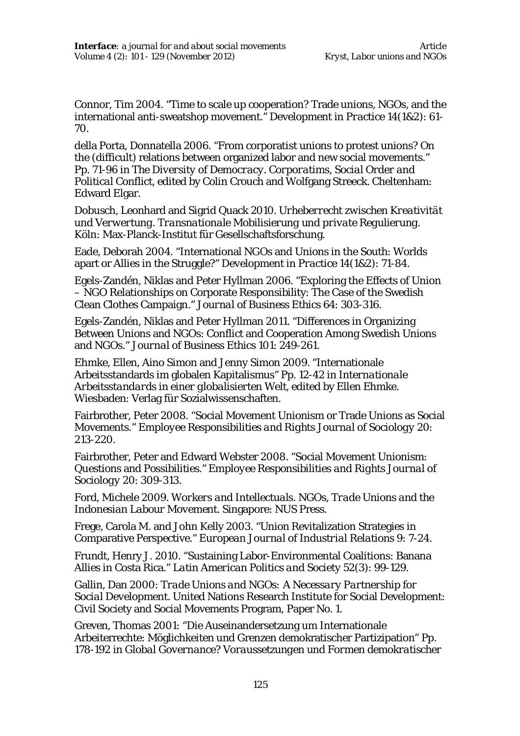Connor, Tim 2004. "Time to scale up cooperation? Trade unions, NGOs, and the international anti-sweatshop movement." *Development in Practice* 14(1&2): 61-70.

della Porta, Donnatella 2006. "From corporatist unions to protest unions? On the (difficult) relations between organized labor and new social movements." Pp. 71-96 in *The Diversity of Democracy. Corporatims, Social Order and Political Conflict*, edited by Colin Crouch and Wolfgang Streeck. Cheltenham: Edward Elgar.

Dobusch, Leonhard and Sigrid Quack 2010. *Urheberrecht zwischen Kreativität und Verwertung. Transnationale Mobilisierung und private Regulierung.* Köln: Max-Planck-Institut für Gesellschaftsforschung.

Eade, Deborah 2004. "International NGOs and Unions in the South: Worlds apart or Allies in the Struggle?" *Development in Practice* 14(1&2): 71-84.

Egels-Zandén, Niklas and Peter Hyllman 2006. "Exploring the Effects of Union – NGO Relationships on Corporate Responsibility: The Case of the Swedish Clean Clothes Campaign." *Journal of Business Ethics* 64: 303-316.

Egels-Zandén, Niklas and Peter Hyllman 2011. "Differences in Organizing Between Unions and NGOs: Conflict and Cooperation Among Swedish Unions and NGOs." *Journal of Business Ethics* 101: 249-261.

Ehmke, Ellen, Aino Simon and Jenny Simon 2009. "Internationale Arbeitsstandards im globalen Kapitalismus" Pp. 12-42 in *Internationale Arbeitsstandards in einer globalisierten Welt*, edited by Ellen Ehmke. Wiesbaden: Verlag für Sozialwissenschaften.

Fairbrother, Peter 2008. "Social Movement Unionism or Trade Unions as Social Movements." *Employee Responsibilities and Rights Journal of Sociology* 20: 213-220.

Fairbrother, Peter and Edward Webster 2008. "Social Movement Unionism: Questions and Possibilities." *Employee Responsibilities and Rights Journal of Sociology* 20: 309-313.

Ford, Michele 2009. *Workers and Intellectuals. NGOs, Trade Unions and the Indonesian Labour Movement*. Singapore: NUS Press.

Frege, Carola M. and John Kelly 2003. "Union Revitalization Strategies in Comparative Perspective." *European Journal of Industrial Relations* 9: 7-24.

Frundt, Henry J. 2010. "Sustaining Labor-Environmental Coalitions: Banana Allies in Costa Rica." *Latin American Politics and Society* 52(3): 99-129.

Gallin, Dan 2000: *Trade Unions and NGOs: A Necessary Partnership for Social Development*. United Nations Research Institute for Social Development: Civil Society and Social Movements Program, Paper No. 1.

Greven, Thomas 2001: "Die Auseinandersetzung um Internationale Arbeiterrechte: Möglichkeiten und Grenzen demokratischer Partizipation" Pp. 178-192 in *Global Governance? Voraussetzungen und Formen demokratischer*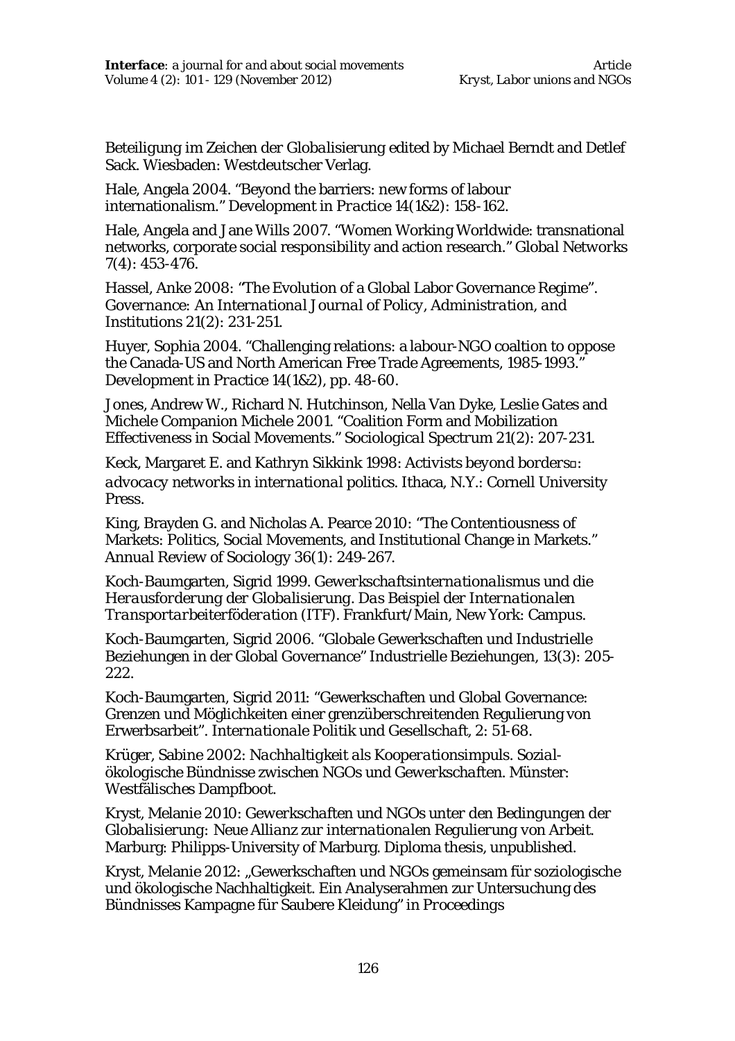Beteiligung im Zeichen der Globalisierung edited by Michael Berndt and Detlef Sack. Wiesbaden: Westdeutscher Verlag.

Hale, Angela 2004. "Beyond the barriers: new forms of labour internationalism." *Development in Practice* 14(1&2): 158-162.

Hale, Angela and Jane Wills 2007. "Women Working Worldwide: transnational networks, corporate social responsibility and action research." *Global Networks* 7(4): 453-476.

Hassel, Anke 2008: "The Evolution of a Global Labor Governance Regime". *Governance: An International Journal of Policy, Administration, and Institutions* 21(2): 231-251.

Huyer, Sophia 2004. "Challenging relations: a labour-NGO coaltion to oppose the Canada-US and North American Free Trade Agreements, 1985-1993." *Development in Practice* 14(1&2), pp. 48-60.

Jones, Andrew W., Richard N. Hutchinson, Nella Van Dyke, Leslie Gates and Michele Companion Michele 2001. "Coalition Form and Mobilization Effectiveness in Social Movements." *Sociological Spectrum* 21(2): 207-231.

Keck, Margaret E. and Kathryn Sikkink 1998: *Activists beyond borders: advocacy networks in international politics*. Ithaca, N.Y.: Cornell University Press.

King, Brayden G. and Nicholas A. Pearce 2010: "The Contentiousness of Markets: Politics, Social Movements, and Institutional Change in Markets." *Annual Review of Sociology* 36(1): 249-267.

Koch-Baumgarten, Sigrid 1999. *Gewerkschaftsinternationalismus und die Herausforderung der Globalisierung. Das Beispiel der Internationalen Transportarbeiterföderation (ITF)*. Frankfurt/Main, New York: Campus.

Koch-Baumgarten, Sigrid 2006. "Globale Gewerkschaften und Industrielle Beziehungen in der Global Governance" *Industrielle Beziehungen*, 13(3): 205-222.

Koch-Baumgarten, Sigrid 2011: "Gewerkschaften und Global Governance: Grenzen und Möglichkeiten einer grenzüberschreitenden Regulierung von Erwerbsarbeit". *Internationale Politik und Gesellschaft*, 2: 51-68.

Krüger, Sabine 2002: *Nachhaltigkeit als Kooperationsimpuls. Sozial-ökologische Bündnisse zwischen NGOs und Gewerkschaften*. Münster: Westfälisches Dampfboot.

Kryst, Melanie 2010: *Gewerkschaften und NGOs unter den Bedingungen der Globalisierung: Neue Allianz zur internationalen Regulierung von Arbeit*. Marburg: Philipps-University of Marburg. Diploma thesis, unpublished.

Kryst, Melanie 2012: „Gewerkschaften und NGOs gemeinsam für soziologische und ökologische Nachhaltigkeit. Ein Analyserahmen zur Untersuchung des Bündnisses Kampagne für Saubere Kleidung" in *Proceedings*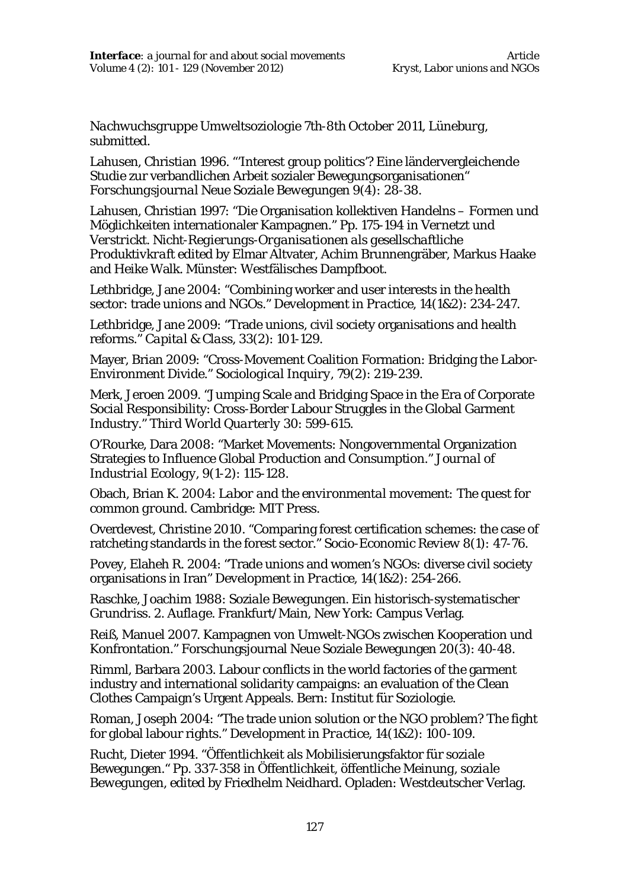*Nachwuchsgruppe Umweltsoziologie* 7th-8th October 2011, Lüneburg, submitted.

Lahusen, Christian 1996. "'Interest group politics'? Eine ländervergleichende Studie zur verbandlichen Arbeit sozialer Bewegungsorganisationen" *Forschungsjournal Neue Soziale Bewegungen* 9(4): 28-38.

Lahusen, Christian 1997: "Die Organisation kollektiven Handelns – Formen und Möglichkeiten internationaler Kampagnen." Pp. 175-194 in *Vernetzt und Verstrickt. Nicht-Regierungs-Organisationen als gesellschaftliche Produktivkraft* edited by Elmar Altvater, Achim Brunnengräber, Markus Haake and Heike Walk. Münster: Westfälisches Dampfboot.

Lethbridge, Jane 2004: "Combining worker and user interests in the health sector: trade unions and NGOs." *Development in Practice*, 14(1&2): 234-247.

Lethbridge, Jane 2009: "Trade unions, civil society organisations and health reforms." *Capital & Class*, 33(2): 101-129.

Mayer, Brian 2009: "Cross-Movement Coalition Formation: Bridging the Labor-Environment Divide." *Sociological Inquiry*, 79(2): 219-239.

Merk, Jeroen 2009. "Jumping Scale and Bridging Space in the Era of Corporate Social Responsibility: Cross-Border Labour Struggles in the Global Garment Industry." *Third World Quarterly* 30: 599-615.

O'Rourke, Dara 2008: "Market Movements: Nongovernmental Organization Strategies to Influence Global Production and Consumption." *Journal of Industrial Ecology*, 9(1-2): 115-128.

Obach, Brian K. 2004: *Labor and the environmental movement: The quest for common ground*. Cambridge: MIT Press.

Overdevest, Christine 2010. "Comparing forest certification schemes: the case of ratcheting standards in the forest sector." Socio-Economic Review 8(1): 47-76.

Povey, Elaheh R. 2004: "Trade unions and women's NGOs: diverse civil society organisations in Iran" *Development in Practice*, 14(1&2): 254-266.

Raschke, Joachim 1988: *Soziale Bewegungen. Ein historisch-systematischer Grundriss. 2. Auflage*. Frankfurt/Main, New York: Campus Verlag.

Reiß, Manuel 2007. Kampagnen von Umwelt-NGOs zwischen Kooperation und Konfrontation." Forschungsjournal Neue Soziale Bewegungen 20(3): 40-48.

Rimml, Barbara 2003. Labour conflicts in the world factories of the garment industry and international solidarity campaigns: an evaluation of the Clean Clothes Campaign's Urgent Appeals. Bern: Institut für Soziologie.

Roman, Joseph 2004: "The trade union solution or the NGO problem? The fight for global labour rights." *Development in Practice*, 14(1&2): 100-109.

Rucht, Dieter 1994. "Öffentlichkeit als Mobilisierungsfaktor für soziale Bewegungen." Pp. 337-358 in *Öffentlichkeit, öffentliche Meinung, soziale Bewegungen*, edited by Friedhelm Neidhard. Opladen: Westdeutscher Verlag.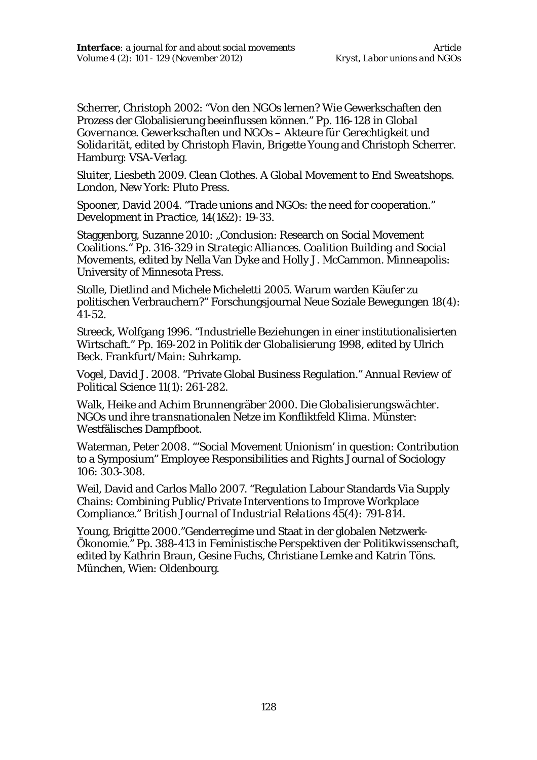Scherrer, Christoph 2002: "Von den NGOs lernen? Wie Gewerkschaften den Prozess der Globalisierung beeinflussen können." Pp. 116-128 in *Global Governance. Gewerkschaften und NGOs – Akteure für Gerechtigkeit und Solidarität*, edited by Christoph Flavin, Brigette Young and Christoph Scherrer. Hamburg: VSA-Verlag.

Sluiter, Liesbeth 2009. *Clean Clothes. A Global Movement to End Sweatshops*. London, New York: Pluto Press.

Spooner, David 2004. "Trade unions and NGOs: the need for cooperation." *Development in Practice*, 14(1&2): 19-33.

Staggenborg, Suzanne 2010: „Conclusion: Research on Social Movement Coalitions." Pp. 316-329 in *Strategic Alliances. Coalition Building and Social Movements*, edited by Nella Van Dyke and Holly J. McCammon. Minneapolis: University of Minnesota Press.

Stolle, Dietlind and Michele Micheletti 2005. Warum warden Käufer zu politischen Verbrauchern?" Forschungsjournal Neue Soziale Bewegungen 18(4): 41-52.

Streeck, Wolfgang 1996. "Industrielle Beziehungen in einer institutionalisierten Wirtschaft." Pp. 169-202 in *Politik der Globalisierung 1998*, edited by Ulrich Beck. Frankfurt/Main: Suhrkamp.

Vogel, David J. 2008. "Private Global Business Regulation." *Annual Review of Political Science* 11(1): 261-282.

Walk, Heike and Achim Brunnengräber 2000. *Die Globalisierungswächter. NGOs und ihre transnationalen Netze im Konfliktfeld Klima*. Münster: Westfälisches Dampfboot.

Waterman, Peter 2008. "'Social Movement Unionism' in question: Contribution to a Symposium" *Employee Responsibilities and Rights Journal of Sociology* 106: 303-308.

Weil, David and Carlos Mallo 2007. "Regulation Labour Standards Via Supply Chains: Combining Public/Private Interventions to Improve Workplace Compliance." *British Journal of Industrial Relations* 45(4): 791-814.

Young, Brigitte 2000."Genderregime und Staat in der globalen Netzwerk-Ökonomie." Pp. 388-413 in *Feministische Perspektiven der Politikwissenschaft*, edited by Kathrin Braun, Gesine Fuchs, Christiane Lemke and Katrin Töns. München, Wien: Oldenbourg.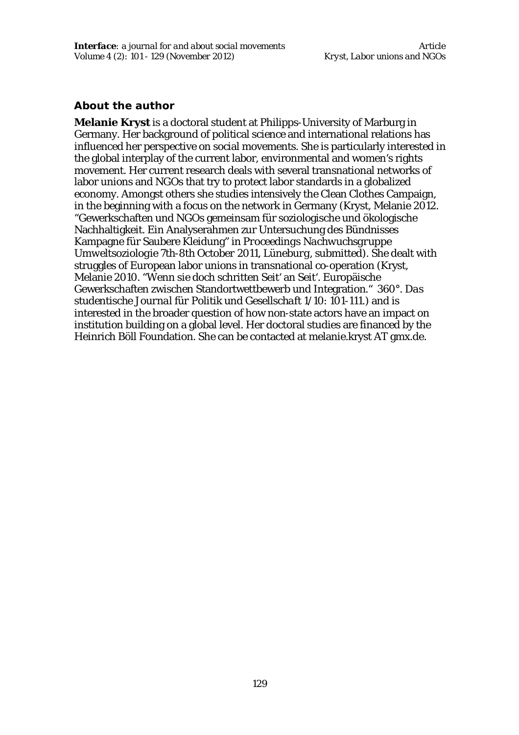## About the author

**Melanie Kryst** is a doctoral student at Philipps-University of Marburg in Germany. Her background of political science and international relations has influenced her perspective on social movements. She is particularly interested in the global interplay of the current labor, environmental and women's rights movement. Her current research deals with several transnational networks of labor unions and NGOs that try to protect labor standards in a globalized economy. Amongst others she studies intensively the Clean Clothes Campaign, in the beginning with a focus on the network in Germany (Kryst, Melanie 2012. "Gewerkschaften und NGOs gemeinsam für soziologische und ökologische Nachhaltigkeit. Ein Analyserahmen zur Untersuchung des Bündnisses Kampagne für Saubere Kleidung" in *Proceedings Nachwuchsgruppe Umweltsoziologie* 7th-8th October 2011, Lüneburg, submitted). She dealt with struggles of European labor unions in transnational co-operation (Kryst, Melanie 2010. "Wenn sie doch schritten Seit' an Seit'. Europäische Gewerkschaften zwischen Standortwettbewerb und Integration." *360°. Das studentische Journal für Politik und Gesellschaft* 1/10: 101-111.) and is interested in the broader question of how non-state actors have an impact on institution building on a global level. Her doctoral studies are financed by the Heinrich Böll Foundation. She can be contacted at melanie.kryst AT gmx.de.